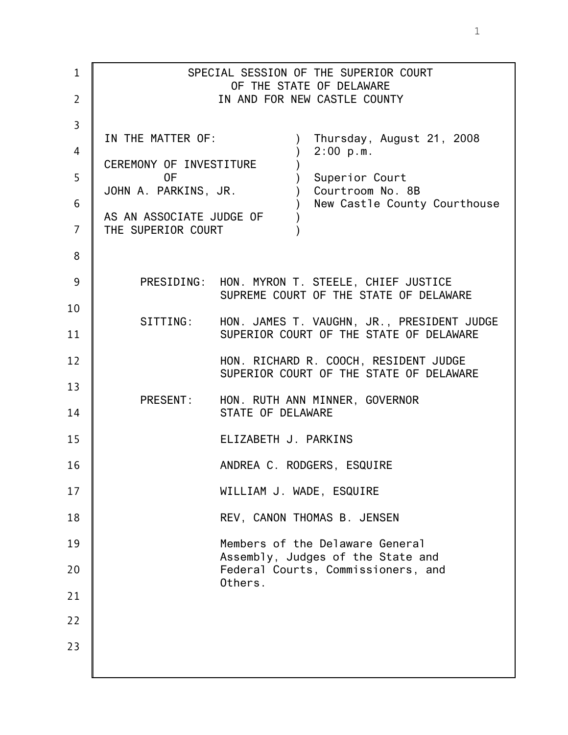SPECIAL SESSION OF THE SUPERIOR COURT
OF THE STATE OF DELAWARE
IN AND FOR NEW CASTLE COUNTY

| | | |
|---|---|---|
| IN THE MATTER OF: | ) | Thursday, August 21, 2008 |
| | ) | 2:00 p.m. |
| CEREMONY OF INVESTITURE | ) | |
| OF | ) | Superior Court |
| JOHN A. PARKINS, JR. | ) | Courtroom No. 8B |
| | ) | New Castle County Courthouse |
| AS AN ASSOCIATE JUDGE OF | ) | |
| THE SUPERIOR COURT | ) | |

PRESIDING: HON. MYRON T. STEELE, CHIEF JUSTICE
SUPREME COURT OF THE STATE OF DELAWARE

SITTING: HON. JAMES T. VAUGHN, JR., PRESIDENT JUDGE
SUPERIOR COURT OF THE STATE OF DELAWARE

HON. RICHARD R. COOCH, RESIDENT JUDGE
SUPERIOR COURT OF THE STATE OF DELAWARE

PRESENT: HON. RUTH ANN MINNER, GOVERNOR
STATE OF DELAWARE

ELIZABETH J. PARKINS

ANDREA C. RODGERS, ESQUIRE

WILLIAM J. WADE, ESQUIRE

REV, CANON THOMAS B. JENSEN

Members of the Delaware General Assembly, Judges of the State and Federal Courts, Commissioners, and Others.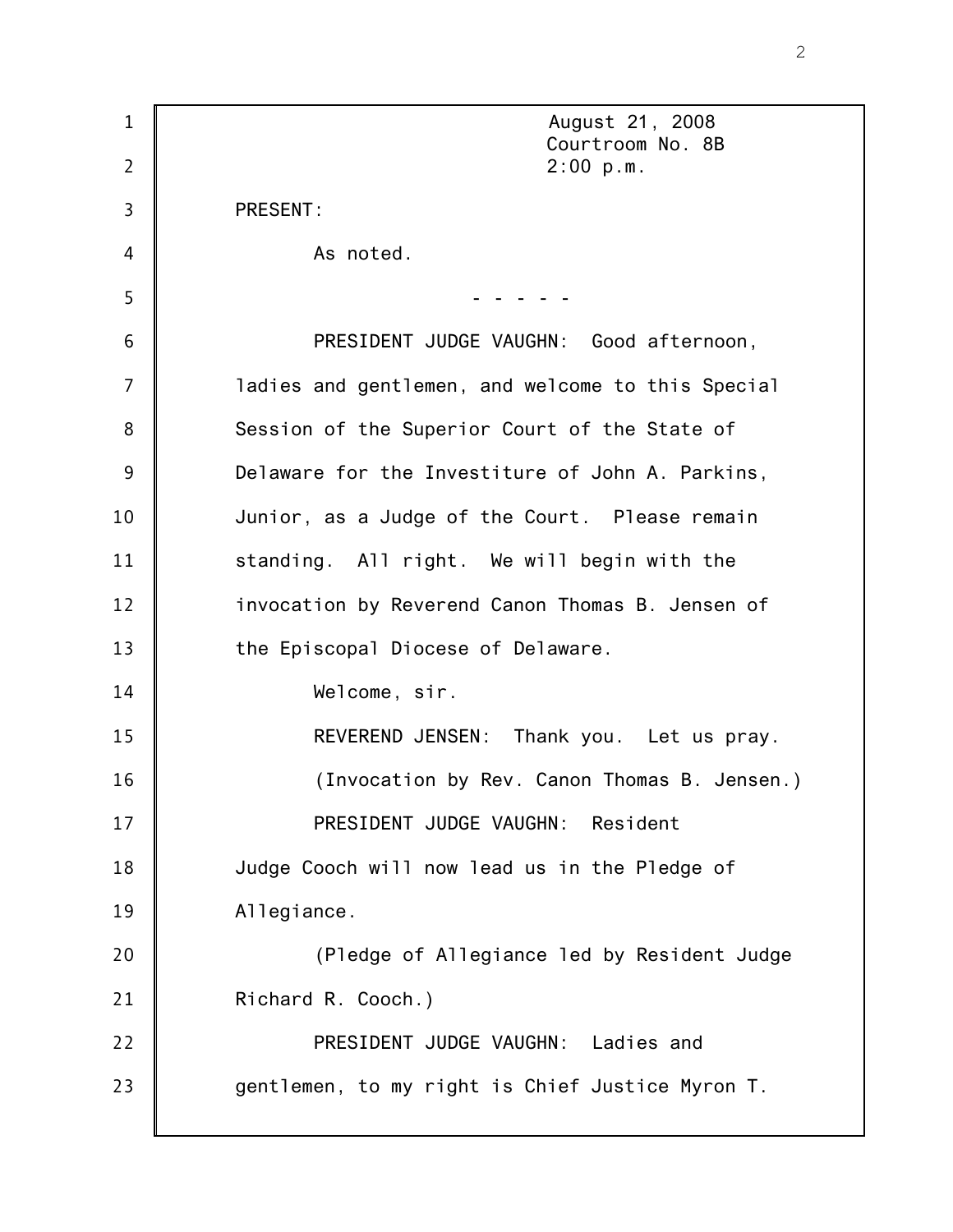August 21, 2008
Courtroom No. 8B
2:00 p.m.

PRESENT:

As noted.

- - - - -

PRESIDENT JUDGE VAUGHN: Good afternoon, ladies and gentlemen, and welcome to this Special Session of the Superior Court of the State of Delaware for the Investiture of John A. Parkins, Junior, as a Judge of the Court. Please remain standing. All right. We will begin with the invocation by Reverend Canon Thomas B. Jensen of the Episcopal Diocese of Delaware.

Welcome, sir.

REVEREND JENSEN: Thank you. Let us pray.

(Invocation by Rev. Canon Thomas B. Jensen.)

PRESIDENT JUDGE VAUGHN: Resident Judge Cooch will now lead us in the Pledge of Allegiance.

(Pledge of Allegiance led by Resident Judge Richard R. Cooch.)

PRESIDENT JUDGE VAUGHN: Ladies and gentlemen, to my right is Chief Justice Myron T.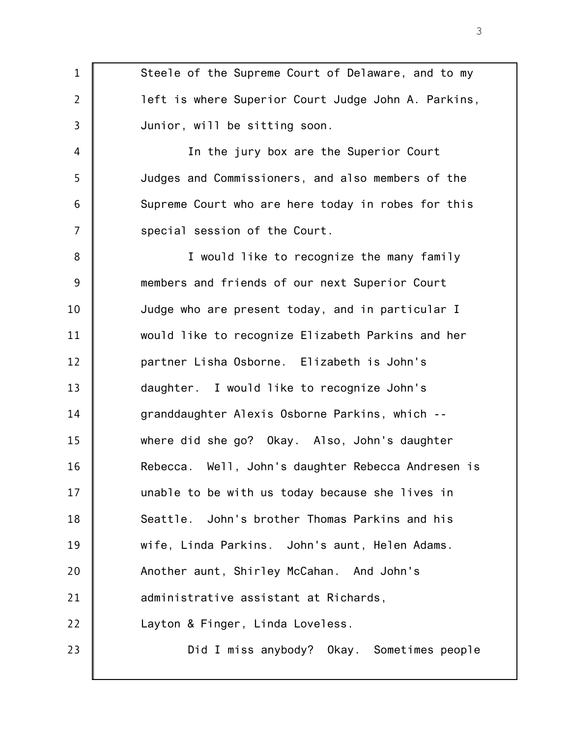Steele of the Supreme Court of Delaware, and to my left is where Superior Court Judge John A. Parkins, Junior, will be sitting soon.

In the jury box are the Superior Court Judges and Commissioners, and also members of the Supreme Court who are here today in robes for this special session of the Court.

I would like to recognize the many family members and friends of our next Superior Court Judge who are present today, and in particular I would like to recognize Elizabeth Parkins and her partner Lisha Osborne. Elizabeth is John's daughter. I would like to recognize John's granddaughter Alexis Osborne Parkins, which -- where did she go? Okay. Also, John's daughter Rebecca. Well, John's daughter Rebecca Andresen is unable to be with us today because she lives in Seattle. John's brother Thomas Parkins and his wife, Linda Parkins. John's aunt, Helen Adams. Another aunt, Shirley McCahan. And John's administrative assistant at Richards, Layton & Finger, Linda Loveless.

Did I miss anybody? Okay. Sometimes people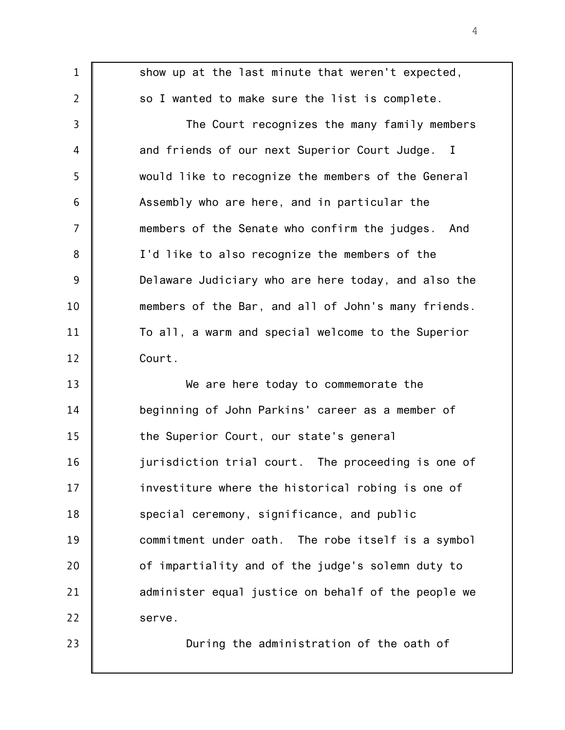show up at the last minute that weren't expected, so I wanted to make sure the list is complete.

The Court recognizes the many family members and friends of our next Superior Court Judge. I would like to recognize the members of the General Assembly who are here, and in particular the members of the Senate who confirm the judges. And I'd like to also recognize the members of the Delaware Judiciary who are here today, and also the members of the Bar, and all of John's many friends. To all, a warm and special welcome to the Superior Court.

We are here today to commemorate the beginning of John Parkins' career as a member of the Superior Court, our state's general jurisdiction trial court. The proceeding is one of investiture where the historical robing is one of special ceremony, significance, and public commitment under oath. The robe itself is a symbol of impartiality and of the judge's solemn duty to administer equal justice on behalf of the people we serve.

During the administration of the oath of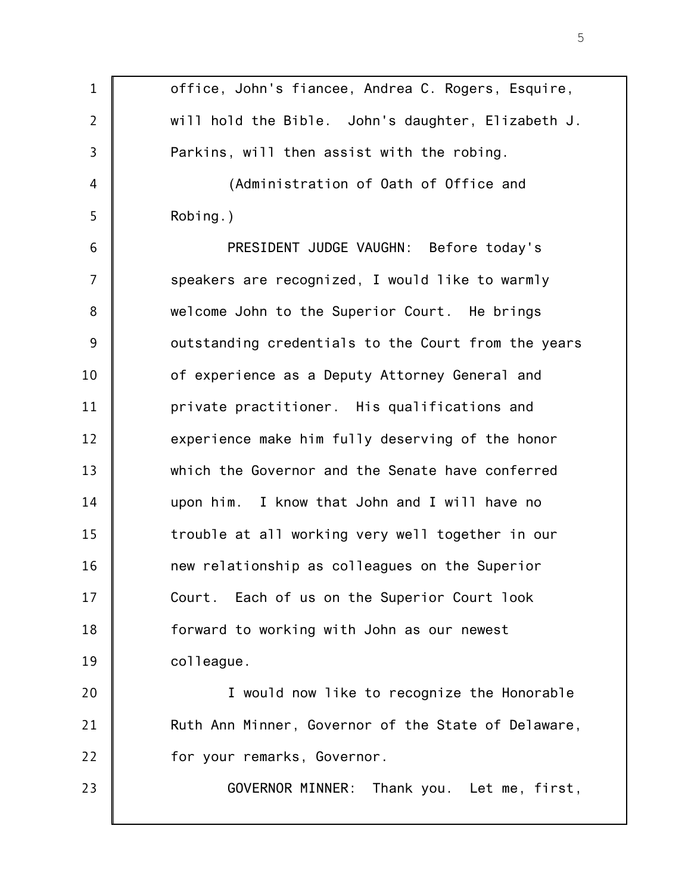office, John's fiancee, Andrea C. Rogers, Esquire, will hold the Bible. John's daughter, Elizabeth J. Parkins, will then assist with the robing.

(Administration of Oath of Office and Robing.)

PRESIDENT JUDGE VAUGHN: Before today's speakers are recognized, I would like to warmly welcome John to the Superior Court. He brings outstanding credentials to the Court from the years of experience as a Deputy Attorney General and private practitioner. His qualifications and experience make him fully deserving of the honor which the Governor and the Senate have conferred upon him. I know that John and I will have no trouble at all working very well together in our new relationship as colleagues on the Superior Court. Each of us on the Superior Court look forward to working with John as our newest colleague.

I would now like to recognize the Honorable Ruth Ann Minner, Governor of the State of Delaware, for your remarks, Governor.

GOVERNOR MINNER: Thank you. Let me, first,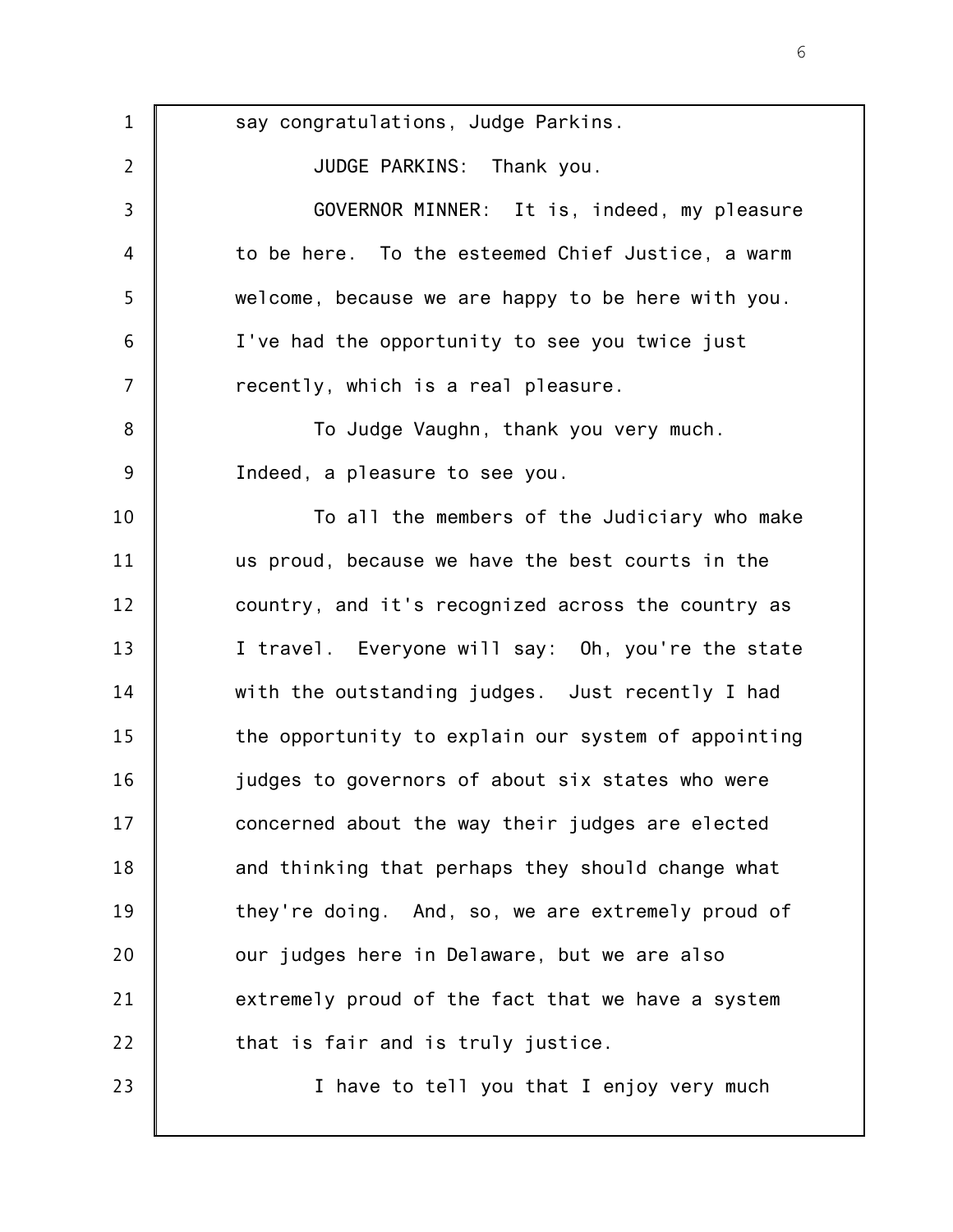say congratulations, Judge Parkins.

JUDGE PARKINS: Thank you.

GOVERNOR MINNER: It is, indeed, my pleasure to be here. To the esteemed Chief Justice, a warm welcome, because we are happy to be here with you. I've had the opportunity to see you twice just recently, which is a real pleasure.

To Judge Vaughn, thank you very much. Indeed, a pleasure to see you.

To all the members of the Judiciary who make us proud, because we have the best courts in the country, and it's recognized across the country as I travel. Everyone will say: Oh, you're the state with the outstanding judges. Just recently I had the opportunity to explain our system of appointing judges to governors of about six states who were concerned about the way their judges are elected and thinking that perhaps they should change what they're doing. And, so, we are extremely proud of our judges here in Delaware, but we are also extremely proud of the fact that we have a system that is fair and is truly justice.

I have to tell you that I enjoy very much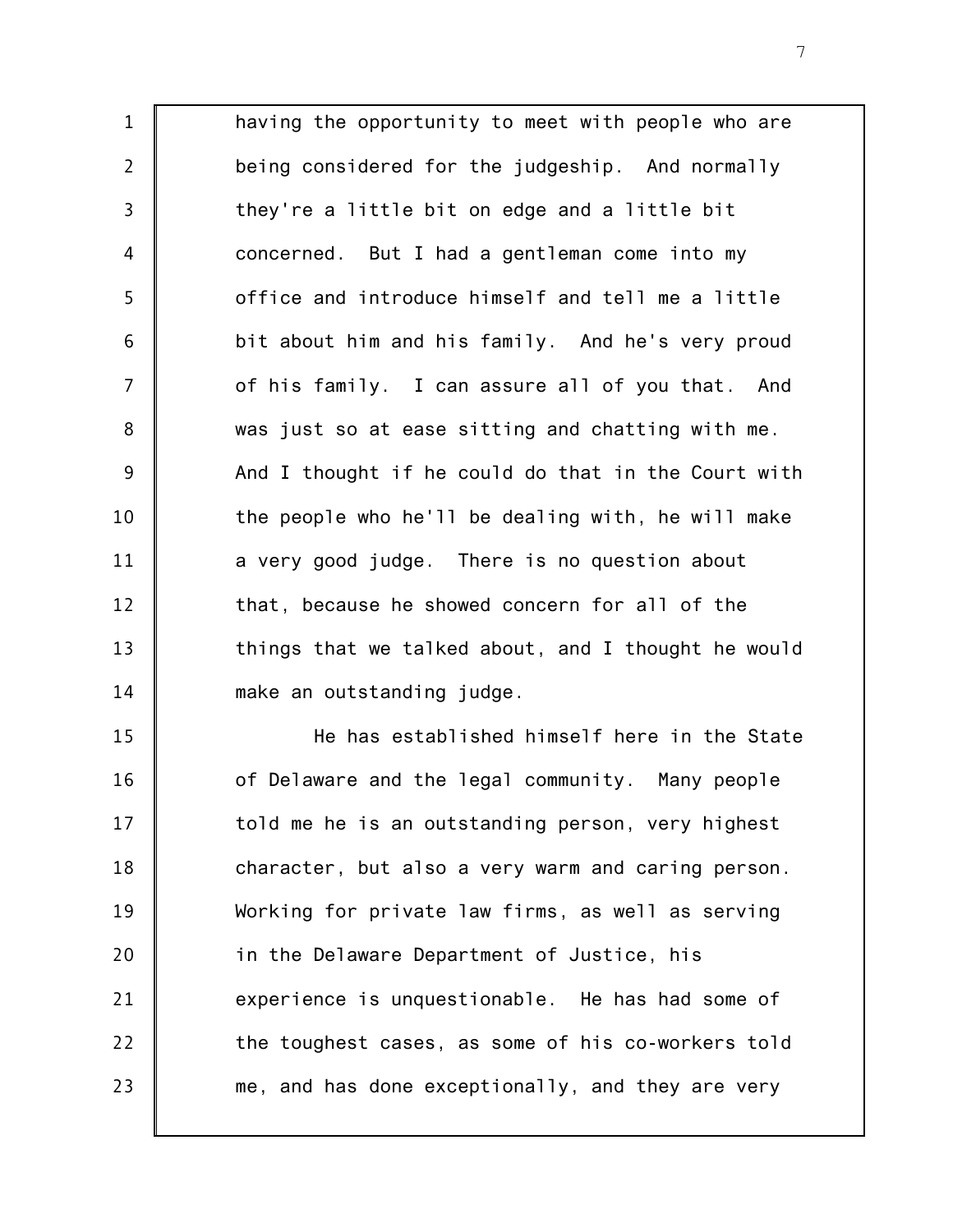having the opportunity to meet with people who are being considered for the judgeship. And normally they're a little bit on edge and a little bit concerned. But I had a gentleman come into my office and introduce himself and tell me a little bit about him and his family. And he's very proud of his family. I can assure all of you that. And was just so at ease sitting and chatting with me. And I thought if he could do that in the Court with the people who he'll be dealing with, he will make a very good judge. There is no question about that, because he showed concern for all of the things that we talked about, and I thought he would make an outstanding judge.

He has established himself here in the State of Delaware and the legal community. Many people told me he is an outstanding person, very highest character, but also a very warm and caring person. Working for private law firms, as well as serving in the Delaware Department of Justice, his experience is unquestionable. He has had some of the toughest cases, as some of his co-workers told me, and has done exceptionally, and they are very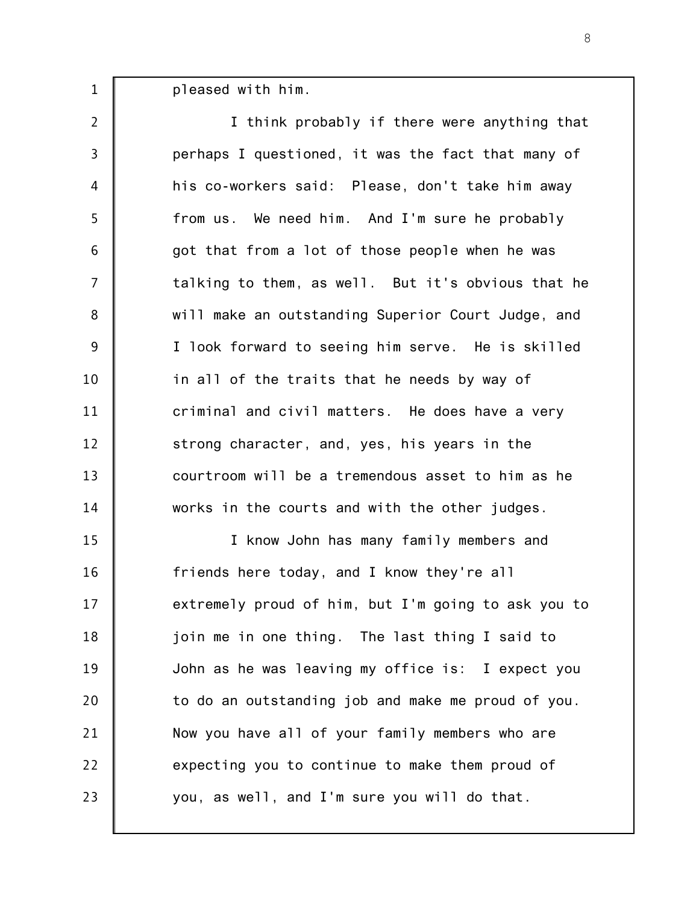pleased with him.

I think probably if there were anything that perhaps I questioned, it was the fact that many of his co-workers said: Please, don't take him away from us. We need him. And I'm sure he probably got that from a lot of those people when he was talking to them, as well. But it's obvious that he will make an outstanding Superior Court Judge, and I look forward to seeing him serve. He is skilled in all of the traits that he needs by way of criminal and civil matters. He does have a very strong character, and, yes, his years in the courtroom will be a tremendous asset to him as he works in the courts and with the other judges.

I know John has many family members and friends here today, and I know they're all extremely proud of him, but I'm going to ask you to join me in one thing. The last thing I said to John as he was leaving my office is: I expect you to do an outstanding job and make me proud of you. Now you have all of your family members who are expecting you to continue to make them proud of you, as well, and I'm sure you will do that.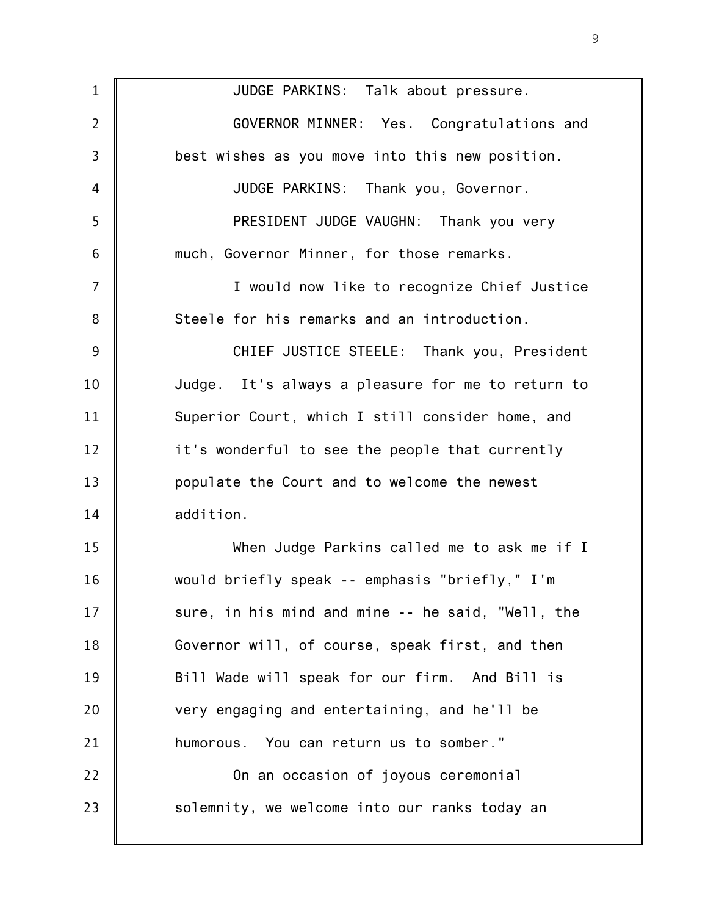JUDGE PARKINS: Talk about pressure.

GOVERNOR MINNER: Yes. Congratulations and best wishes as you move into this new position.

JUDGE PARKINS: Thank you, Governor.

PRESIDENT JUDGE VAUGHN: Thank you very much, Governor Minner, for those remarks.

I would now like to recognize Chief Justice Steele for his remarks and an introduction.

CHIEF JUSTICE STEELE: Thank you, President Judge. It's always a pleasure for me to return to Superior Court, which I still consider home, and it's wonderful to see the people that currently populate the Court and to welcome the newest addition.

When Judge Parkins called me to ask me if I would briefly speak -- emphasis "briefly," I'm sure, in his mind and mine -- he said, "Well, the Governor will, of course, speak first, and then Bill Wade will speak for our firm. And Bill is very engaging and entertaining, and he'll be humorous. You can return us to somber."

On an occasion of joyous ceremonial solemnity, we welcome into our ranks today an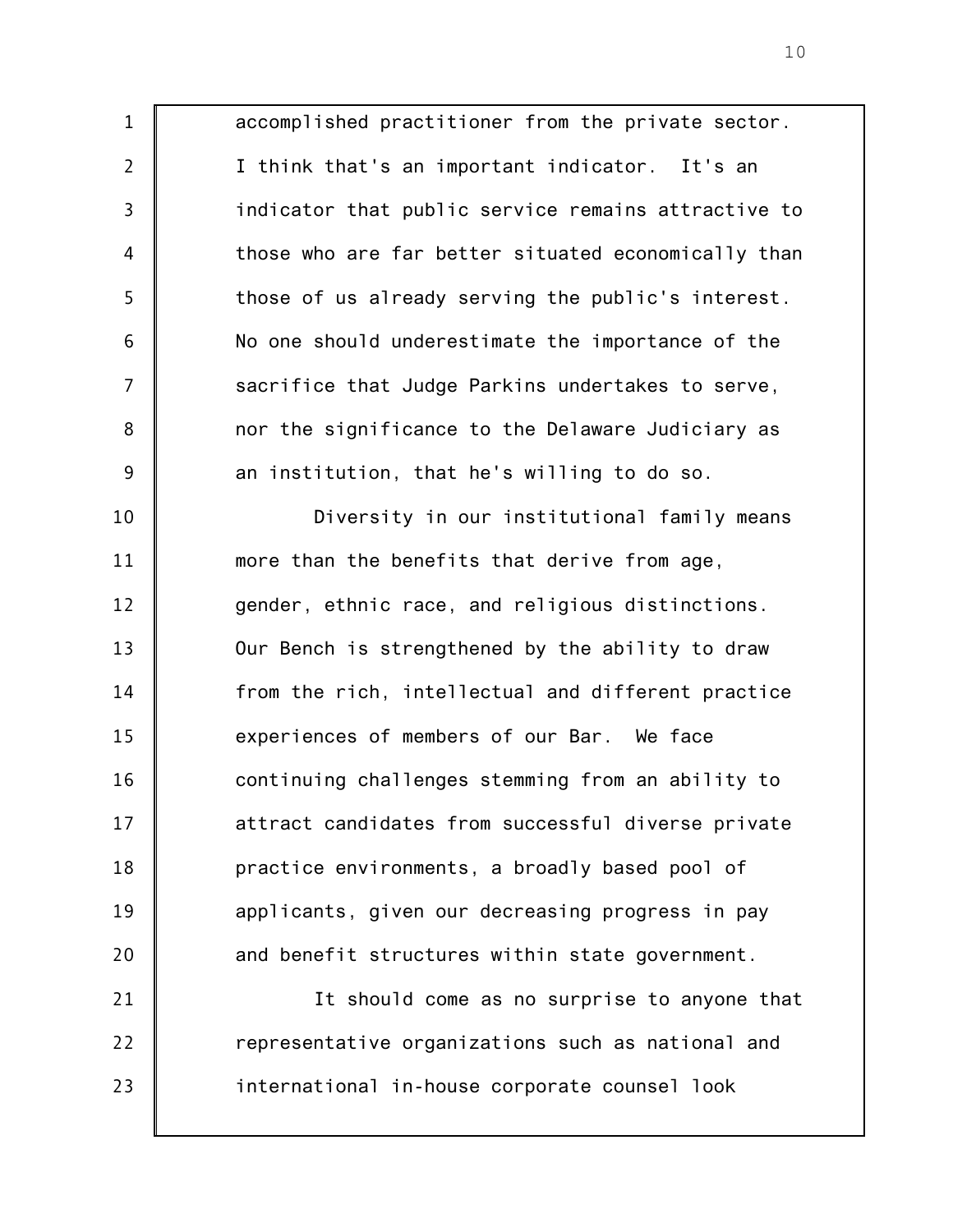accomplished practitioner from the private sector. I think that's an important indicator. It's an indicator that public service remains attractive to those who are far better situated economically than those of us already serving the public's interest. No one should underestimate the importance of the sacrifice that Judge Parkins undertakes to serve, nor the significance to the Delaware Judiciary as an institution, that he's willing to do so.

Diversity in our institutional family means more than the benefits that derive from age, gender, ethnic race, and religious distinctions. Our Bench is strengthened by the ability to draw from the rich, intellectual and different practice experiences of members of our Bar. We face continuing challenges stemming from an ability to attract candidates from successful diverse private practice environments, a broadly based pool of applicants, given our decreasing progress in pay and benefit structures within state government.

It should come as no surprise to anyone that representative organizations such as national and international in-house corporate counsel look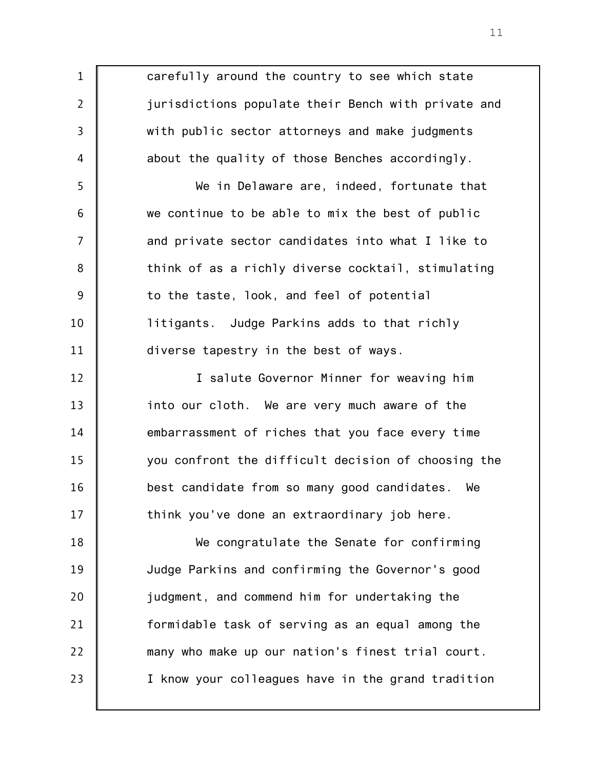carefully around the country to see which state jurisdictions populate their Bench with private and with public sector attorneys and make judgments about the quality of those Benches accordingly.

We in Delaware are, indeed, fortunate that we continue to be able to mix the best of public and private sector candidates into what I like to think of as a richly diverse cocktail, stimulating to the taste, look, and feel of potential litigants. Judge Parkins adds to that richly diverse tapestry in the best of ways.

I salute Governor Minner for weaving him into our cloth. We are very much aware of the embarrassment of riches that you face every time you confront the difficult decision of choosing the best candidate from so many good candidates. We think you've done an extraordinary job here.

We congratulate the Senate for confirming Judge Parkins and confirming the Governor's good judgment, and commend him for undertaking the formidable task of serving as an equal among the many who make up our nation's finest trial court. I know your colleagues have in the grand tradition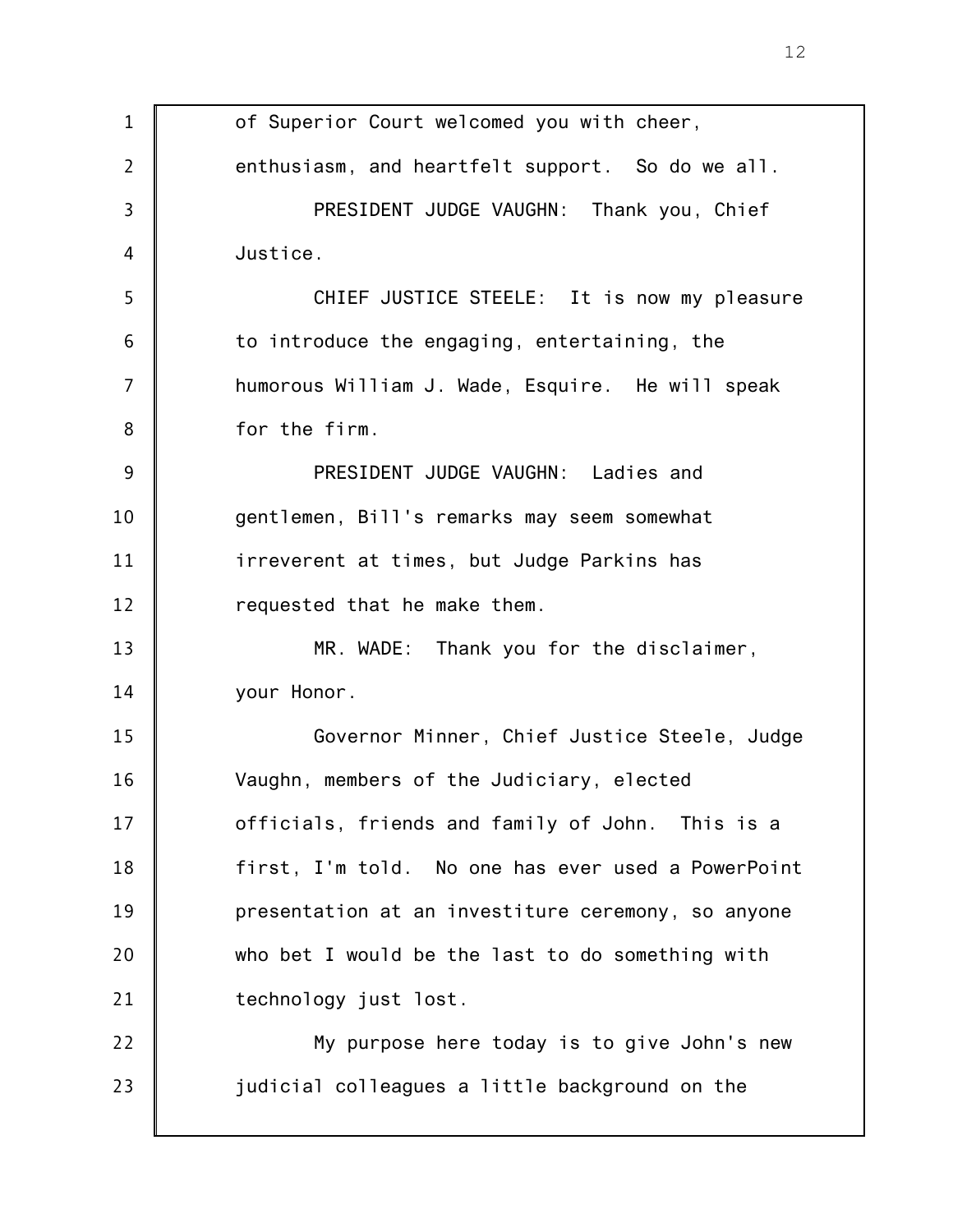of Superior Court welcomed you with cheer, enthusiasm, and heartfelt support. So do we all.

PRESIDENT JUDGE VAUGHN: Thank you, Chief Justice.

CHIEF JUSTICE STEELE: It is now my pleasure to introduce the engaging, entertaining, the humorous William J. Wade, Esquire. He will speak for the firm.

PRESIDENT JUDGE VAUGHN: Ladies and gentlemen, Bill's remarks may seem somewhat irreverent at times, but Judge Parkins has requested that he make them.

MR. WADE: Thank you for the disclaimer, your Honor.

Governor Minner, Chief Justice Steele, Judge Vaughn, members of the Judiciary, elected officials, friends and family of John. This is a first, I'm told. No one has ever used a PowerPoint presentation at an investiture ceremony, so anyone who bet I would be the last to do something with technology just lost.

My purpose here today is to give John's new judicial colleagues a little background on the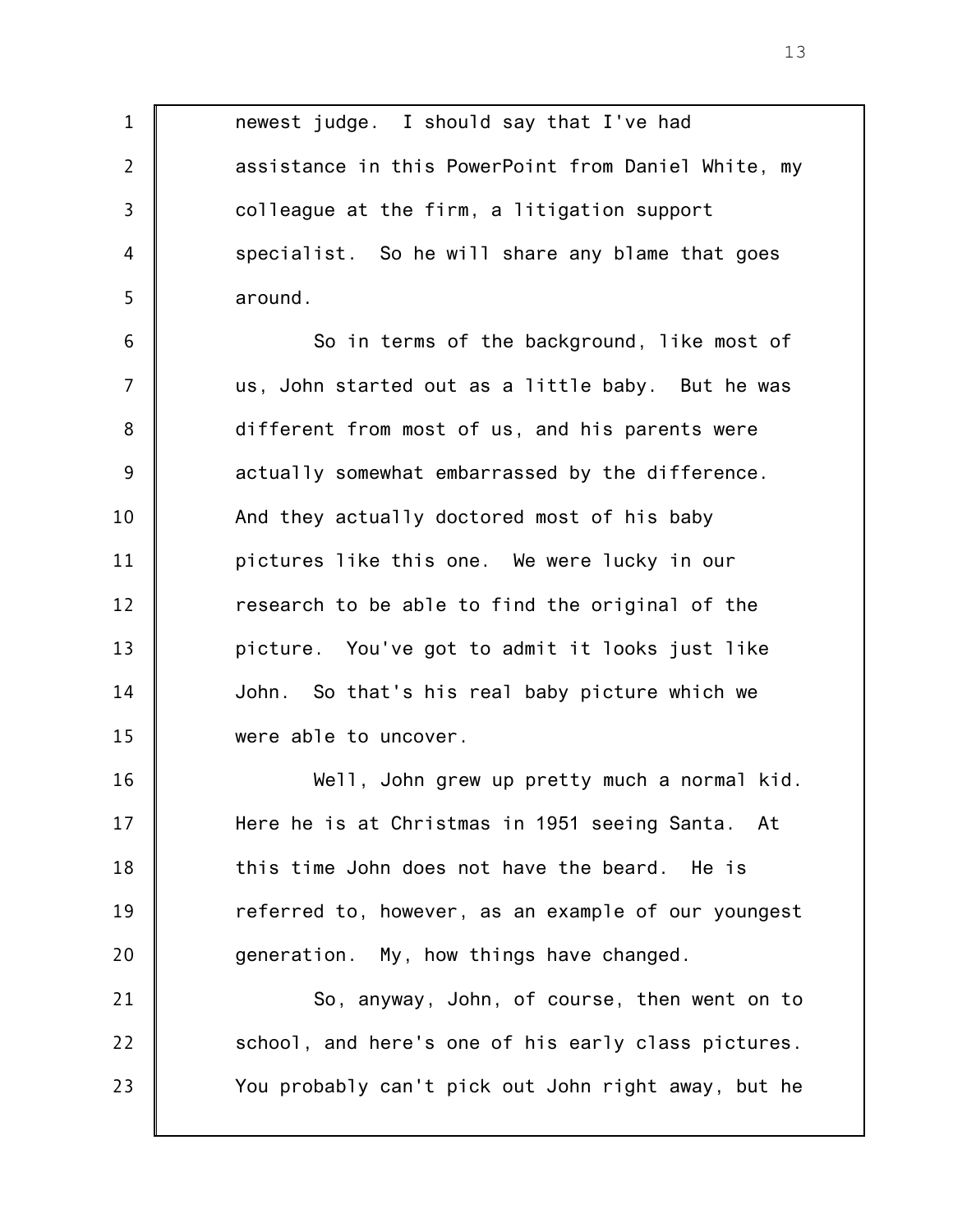newest judge. I should say that I've had assistance in this PowerPoint from Daniel White, my colleague at the firm, a litigation support specialist. So he will share any blame that goes around.

So in terms of the background, like most of us, John started out as a little baby. But he was different from most of us, and his parents were actually somewhat embarrassed by the difference. And they actually doctored most of his baby pictures like this one. We were lucky in our research to be able to find the original of the picture. You've got to admit it looks just like John. So that's his real baby picture which we were able to uncover.

Well, John grew up pretty much a normal kid. Here he is at Christmas in 1951 seeing Santa. At this time John does not have the beard. He is referred to, however, as an example of our youngest generation. My, how things have changed.

So, anyway, John, of course, then went on to school, and here's one of his early class pictures. You probably can't pick out John right away, but he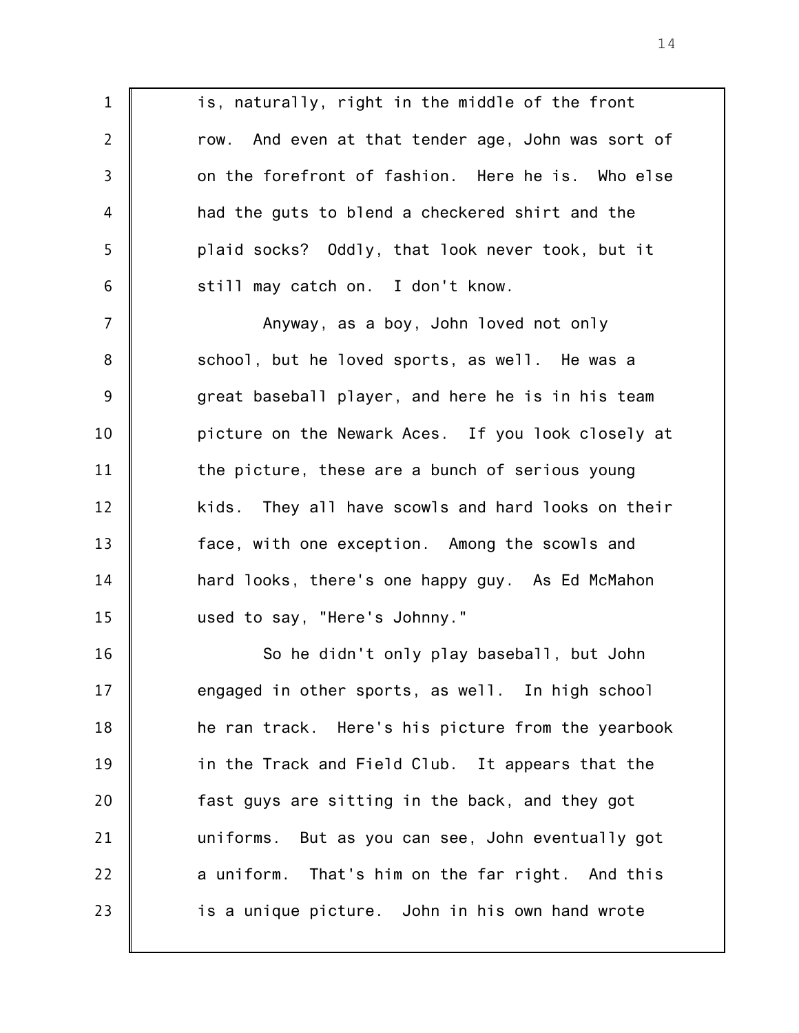is, naturally, right in the middle of the front row. And even at that tender age, John was sort of on the forefront of fashion. Here he is. Who else had the guts to blend a checkered shirt and the plaid socks? Oddly, that look never took, but it still may catch on. I don't know.

Anyway, as a boy, John loved not only school, but he loved sports, as well. He was a great baseball player, and here he is in his team picture on the Newark Aces. If you look closely at the picture, these are a bunch of serious young kids. They all have scowls and hard looks on their face, with one exception. Among the scowls and hard looks, there's one happy guy. As Ed McMahon used to say, "Here's Johnny."

So he didn't only play baseball, but John engaged in other sports, as well. In high school he ran track. Here's his picture from the yearbook in the Track and Field Club. It appears that the fast guys are sitting in the back, and they got uniforms. But as you can see, John eventually got a uniform. That's him on the far right. And this is a unique picture. John in his own hand wrote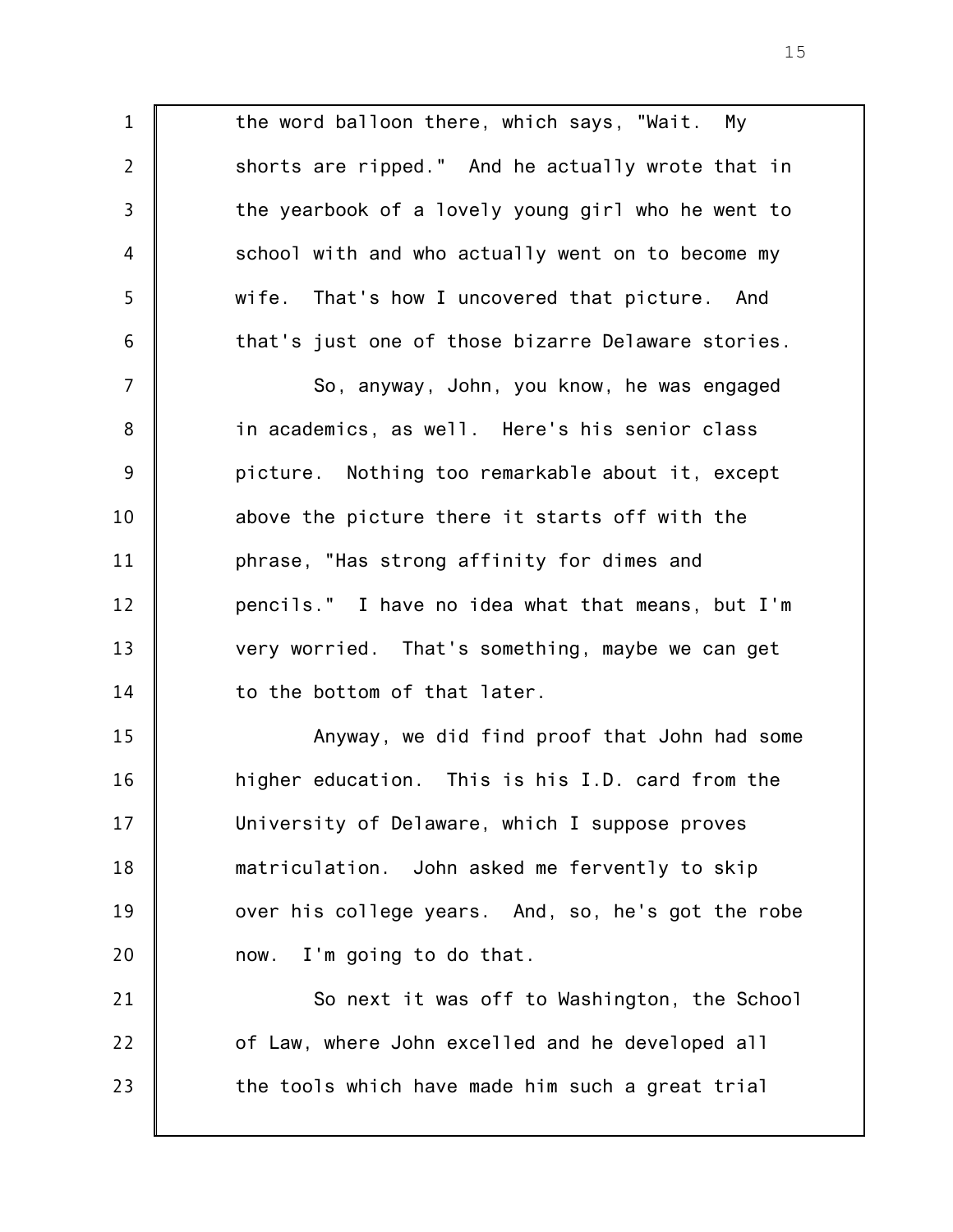the word balloon there, which says, "Wait. My shorts are ripped." And he actually wrote that in the yearbook of a lovely young girl who he went to school with and who actually went on to become my wife. That's how I uncovered that picture. And that's just one of those bizarre Delaware stories.

So, anyway, John, you know, he was engaged in academics, as well. Here's his senior class picture. Nothing too remarkable about it, except above the picture there it starts off with the phrase, "Has strong affinity for dimes and pencils." I have no idea what that means, but I'm very worried. That's something, maybe we can get to the bottom of that later.

Anyway, we did find proof that John had some higher education. This is his I.D. card from the University of Delaware, which I suppose proves matriculation. John asked me fervently to skip over his college years. And, so, he's got the robe now. I'm going to do that.

So next it was off to Washington, the School of Law, where John excelled and he developed all the tools which have made him such a great trial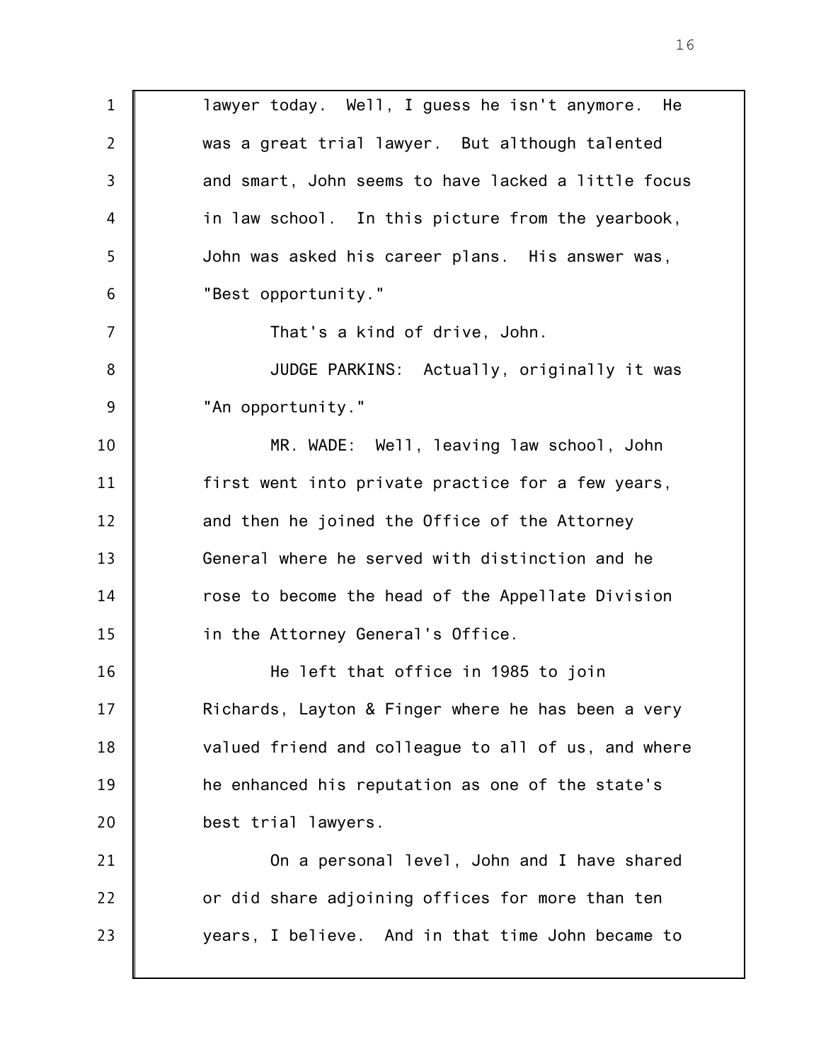lawyer today. Well, I guess he isn't anymore. He was a great trial lawyer. But although talented and smart, John seems to have lacked a little focus in law school. In this picture from the yearbook, John was asked his career plans. His answer was, "Best opportunity."

That's a kind of drive, John.

JUDGE PARKINS: Actually, originally it was "An opportunity."

MR. WADE: Well, leaving law school, John first went into private practice for a few years, and then he joined the Office of the Attorney General where he served with distinction and he rose to become the head of the Appellate Division in the Attorney General's Office.

He left that office in 1985 to join Richards, Layton & Finger where he has been a very valued friend and colleague to all of us, and where he enhanced his reputation as one of the state's best trial lawyers.

On a personal level, John and I have shared or did share adjoining offices for more than ten years, I believe. And in that time John became to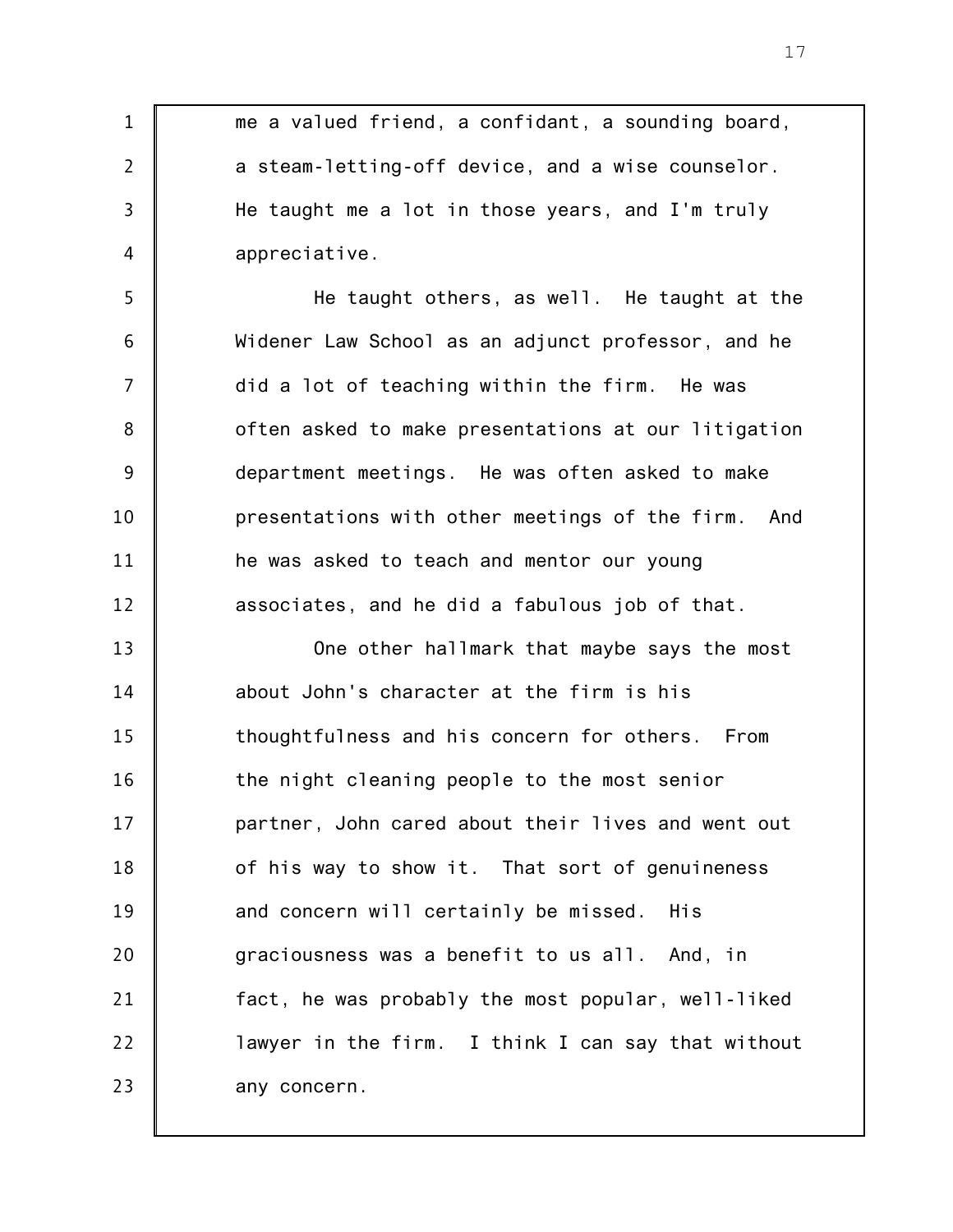me a valued friend, a confidant, a sounding board, a steam-letting-off device, and a wise counselor. He taught me a lot in those years, and I'm truly appreciative.

He taught others, as well. He taught at the Widener Law School as an adjunct professor, and he did a lot of teaching within the firm. He was often asked to make presentations at our litigation department meetings. He was often asked to make presentations with other meetings of the firm. And he was asked to teach and mentor our young associates, and he did a fabulous job of that.

One other hallmark that maybe says the most about John's character at the firm is his thoughtfulness and his concern for others. From the night cleaning people to the most senior partner, John cared about their lives and went out of his way to show it. That sort of genuineness and concern will certainly be missed. His graciousness was a benefit to us all. And, in fact, he was probably the most popular, well-liked lawyer in the firm. I think I can say that without any concern.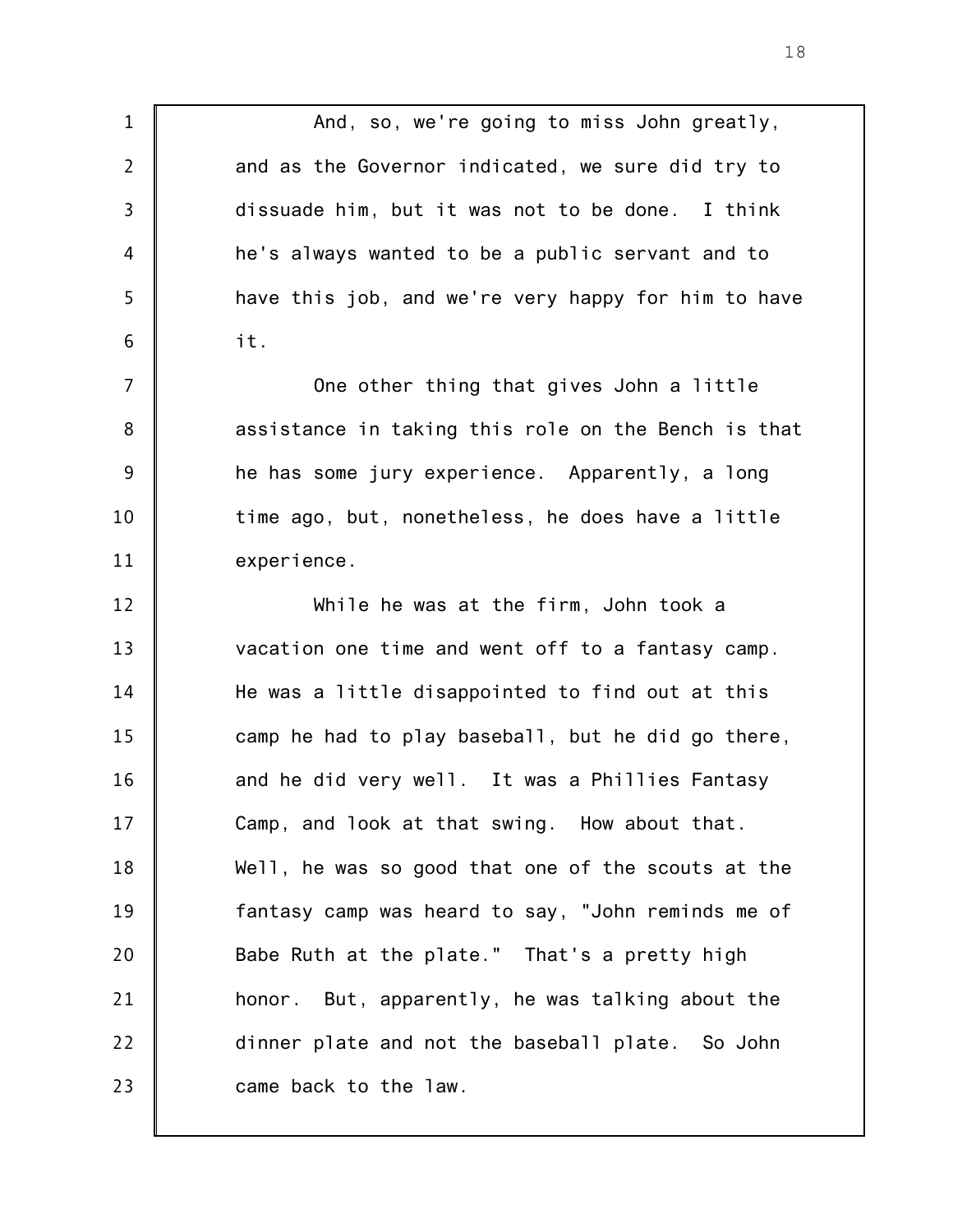And, so, we're going to miss John greatly, and as the Governor indicated, we sure did try to dissuade him, but it was not to be done. I think he's always wanted to be a public servant and to have this job, and we're very happy for him to have it.

One other thing that gives John a little assistance in taking this role on the Bench is that he has some jury experience. Apparently, a long time ago, but, nonetheless, he does have a little experience.

While he was at the firm, John took a vacation one time and went off to a fantasy camp. He was a little disappointed to find out at this camp he had to play baseball, but he did go there, and he did very well. It was a Phillies Fantasy Camp, and look at that swing. How about that. Well, he was so good that one of the scouts at the fantasy camp was heard to say, "John reminds me of Babe Ruth at the plate." That's a pretty high honor. But, apparently, he was talking about the dinner plate and not the baseball plate. So John came back to the law.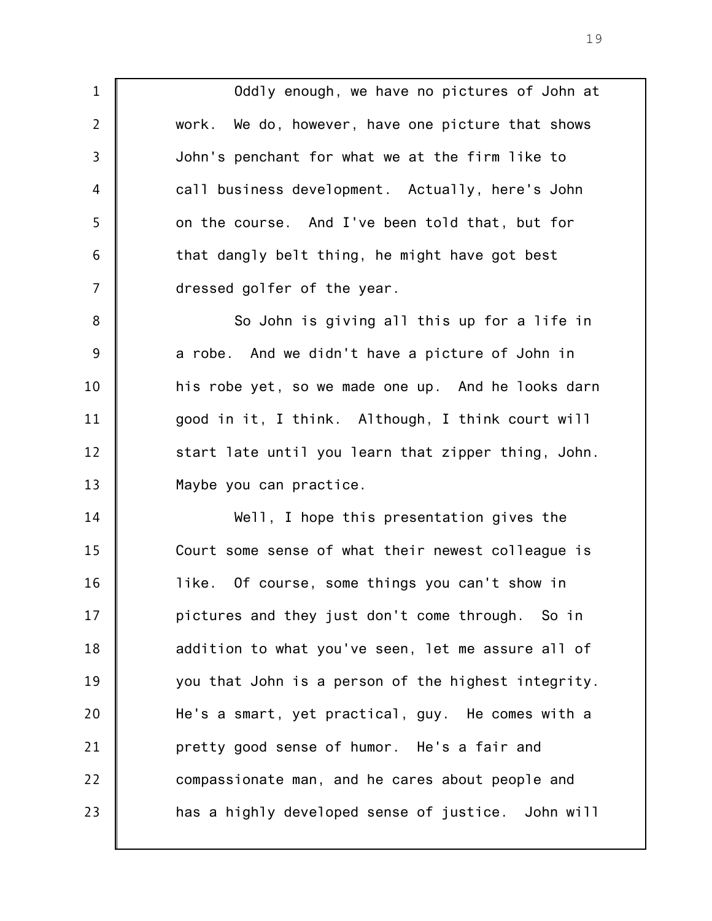Oddly enough, we have no pictures of John at work. We do, however, have one picture that shows John's penchant for what we at the firm like to call business development. Actually, here's John on the course. And I've been told that, but for that dangly belt thing, he might have got best dressed golfer of the year.

So John is giving all this up for a life in a robe. And we didn't have a picture of John in his robe yet, so we made one up. And he looks darn good in it, I think. Although, I think court will start late until you learn that zipper thing, John. Maybe you can practice.

Well, I hope this presentation gives the Court some sense of what their newest colleague is like. Of course, some things you can't show in pictures and they just don't come through. So in addition to what you've seen, let me assure all of you that John is a person of the highest integrity. He's a smart, yet practical, guy. He comes with a pretty good sense of humor. He's a fair and compassionate man, and he cares about people and has a highly developed sense of justice. John will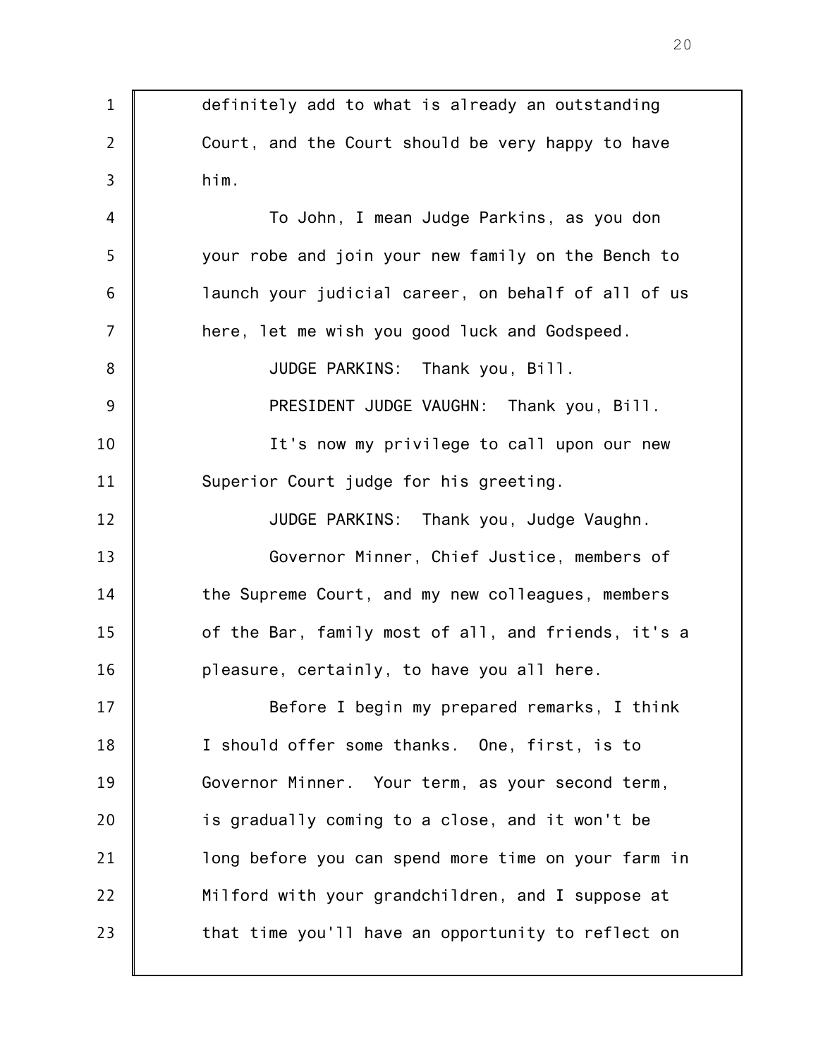definitely add to what is already an outstanding Court, and the Court should be very happy to have him.

To John, I mean Judge Parkins, as you don your robe and join your new family on the Bench to launch your judicial career, on behalf of all of us here, let me wish you good luck and Godspeed.

JUDGE PARKINS: Thank you, Bill.

PRESIDENT JUDGE VAUGHN: Thank you, Bill.

It's now my privilege to call upon our new Superior Court judge for his greeting.

JUDGE PARKINS: Thank you, Judge Vaughn.

Governor Minner, Chief Justice, members of the Supreme Court, and my new colleagues, members of the Bar, family most of all, and friends, it's a pleasure, certainly, to have you all here.

Before I begin my prepared remarks, I think I should offer some thanks. One, first, is to Governor Minner. Your term, as your second term, is gradually coming to a close, and it won't be long before you can spend more time on your farm in Milford with your grandchildren, and I suppose at that time you'll have an opportunity to reflect on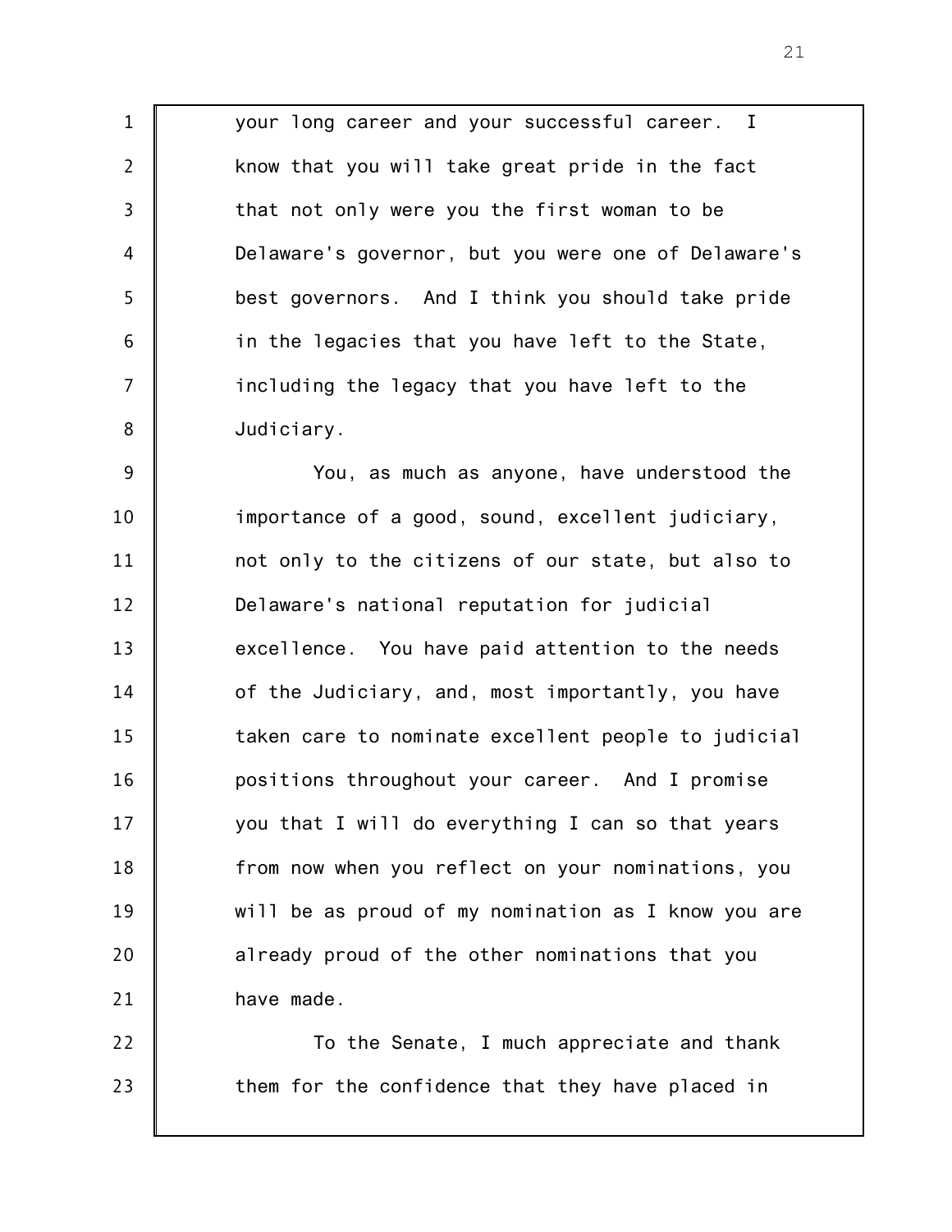your long career and your successful career. I know that you will take great pride in the fact that not only were you the first woman to be Delaware's governor, but you were one of Delaware's best governors. And I think you should take pride in the legacies that you have left to the State, including the legacy that you have left to the Judiciary.

You, as much as anyone, have understood the importance of a good, sound, excellent judiciary, not only to the citizens of our state, but also to Delaware's national reputation for judicial excellence. You have paid attention to the needs of the Judiciary, and, most importantly, you have taken care to nominate excellent people to judicial positions throughout your career. And I promise you that I will do everything I can so that years from now when you reflect on your nominations, you will be as proud of my nomination as I know you are already proud of the other nominations that you have made.

To the Senate, I much appreciate and thank them for the confidence that they have placed in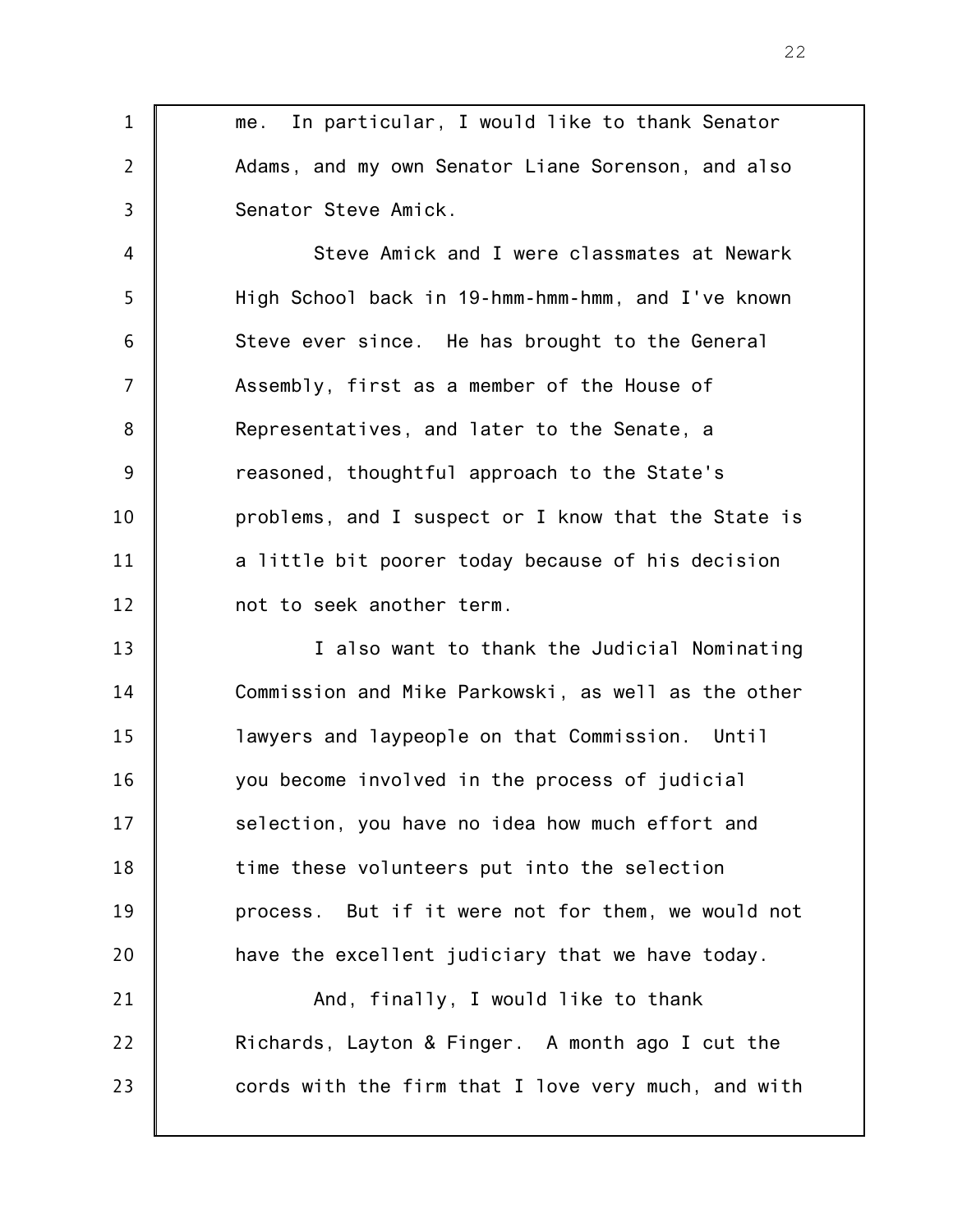me. In particular, I would like to thank Senator Adams, and my own Senator Liane Sorenson, and also Senator Steve Amick.

Steve Amick and I were classmates at Newark High School back in 19-hmm-hmm-hmm, and I've known Steve ever since. He has brought to the General Assembly, first as a member of the House of Representatives, and later to the Senate, a reasoned, thoughtful approach to the State's problems, and I suspect or I know that the State is a little bit poorer today because of his decision not to seek another term.

I also want to thank the Judicial Nominating Commission and Mike Parkowski, as well as the other lawyers and laypeople on that Commission. Until you become involved in the process of judicial selection, you have no idea how much effort and time these volunteers put into the selection process. But if it were not for them, we would not have the excellent judiciary that we have today.

And, finally, I would like to thank Richards, Layton & Finger. A month ago I cut the cords with the firm that I love very much, and with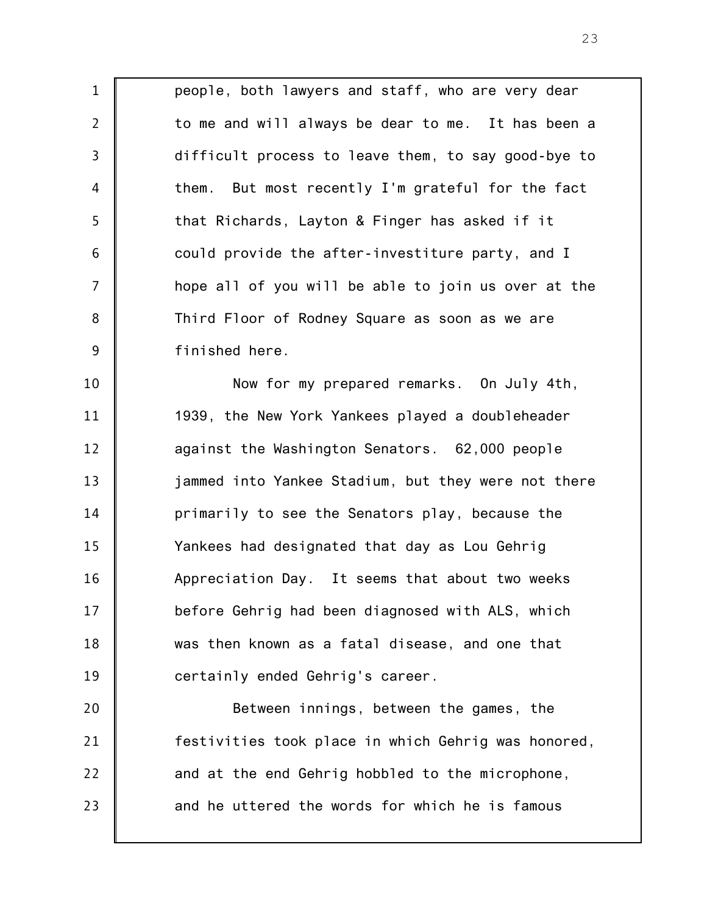people, both lawyers and staff, who are very dear to me and will always be dear to me. It has been a difficult process to leave them, to say good-bye to them. But most recently I'm grateful for the fact that Richards, Layton & Finger has asked if it could provide the after-investiture party, and I hope all of you will be able to join us over at the Third Floor of Rodney Square as soon as we are finished here.

Now for my prepared remarks. On July 4th, 1939, the New York Yankees played a doubleheader against the Washington Senators. 62,000 people jammed into Yankee Stadium, but they were not there primarily to see the Senators play, because the Yankees had designated that day as Lou Gehrig Appreciation Day. It seems that about two weeks before Gehrig had been diagnosed with ALS, which was then known as a fatal disease, and one that certainly ended Gehrig's career.

Between innings, between the games, the festivities took place in which Gehrig was honored, and at the end Gehrig hobbled to the microphone, and he uttered the words for which he is famous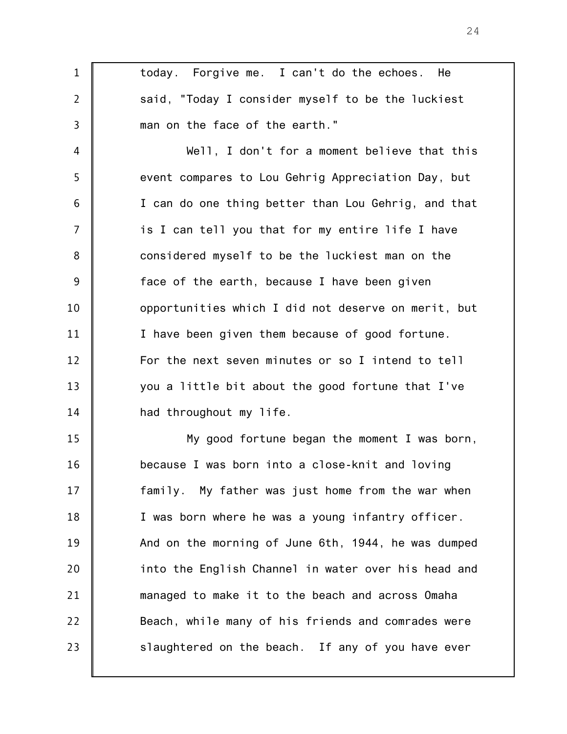today. Forgive me. I can't do the echoes. He said, "Today I consider myself to be the luckiest man on the face of the earth."

Well, I don't for a moment believe that this event compares to Lou Gehrig Appreciation Day, but I can do one thing better than Lou Gehrig, and that is I can tell you that for my entire life I have considered myself to be the luckiest man on the face of the earth, because I have been given opportunities which I did not deserve on merit, but I have been given them because of good fortune. For the next seven minutes or so I intend to tell you a little bit about the good fortune that I've had throughout my life.

My good fortune began the moment I was born, because I was born into a close-knit and loving family. My father was just home from the war when I was born where he was a young infantry officer. And on the morning of June 6th, 1944, he was dumped into the English Channel in water over his head and managed to make it to the beach and across Omaha Beach, while many of his friends and comrades were slaughtered on the beach. If any of you have ever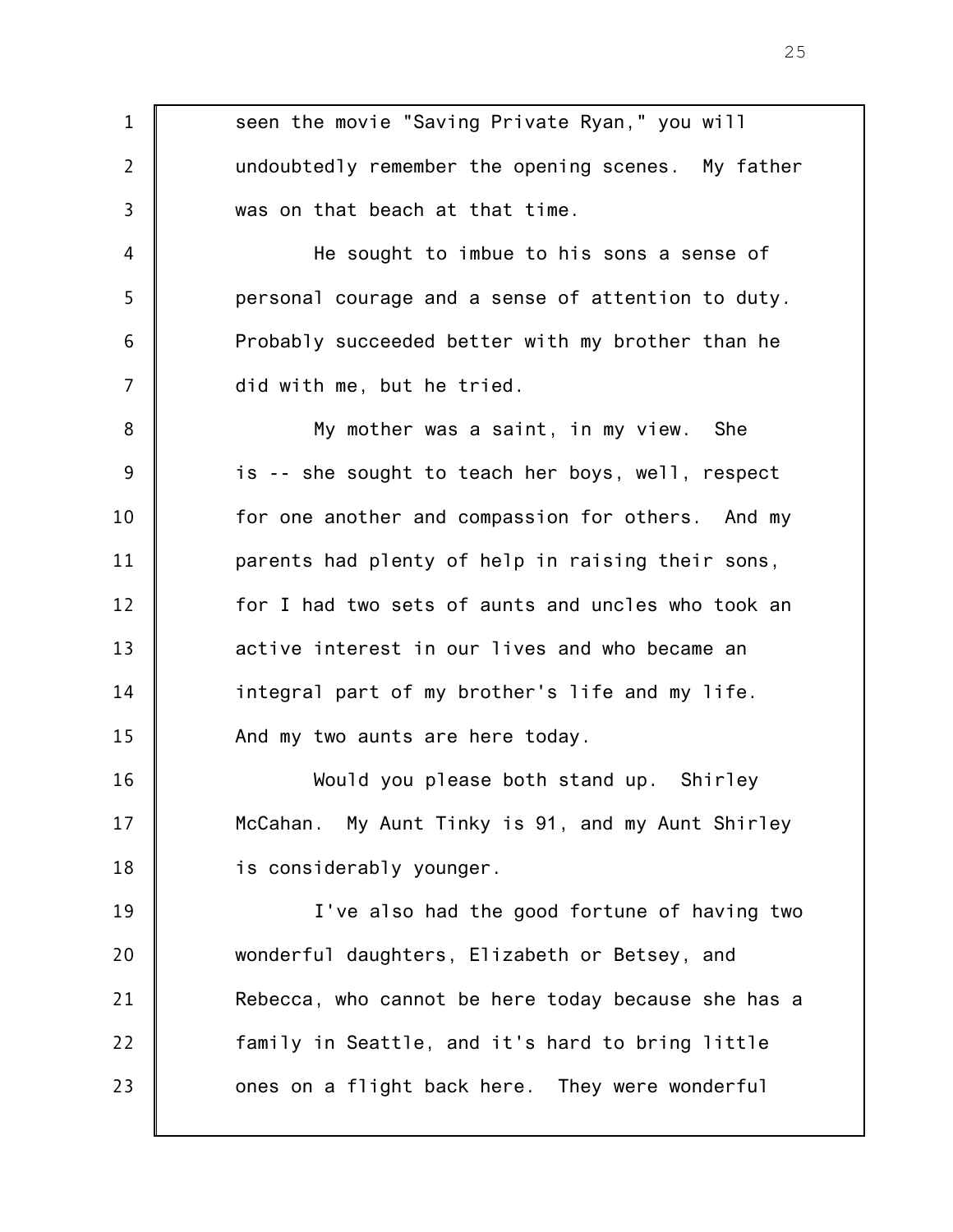seen the movie "Saving Private Ryan," you will undoubtedly remember the opening scenes. My father was on that beach at that time.

He sought to imbue to his sons a sense of personal courage and a sense of attention to duty. Probably succeeded better with my brother than he did with me, but he tried.

My mother was a saint, in my view. She is -- she sought to teach her boys, well, respect for one another and compassion for others. And my parents had plenty of help in raising their sons, for I had two sets of aunts and uncles who took an active interest in our lives and who became an integral part of my brother's life and my life. And my two aunts are here today.

Would you please both stand up. Shirley McCahan. My Aunt Tinky is 91, and my Aunt Shirley is considerably younger.

I've also had the good fortune of having two wonderful daughters, Elizabeth or Betsey, and Rebecca, who cannot be here today because she has a family in Seattle, and it's hard to bring little ones on a flight back here. They were wonderful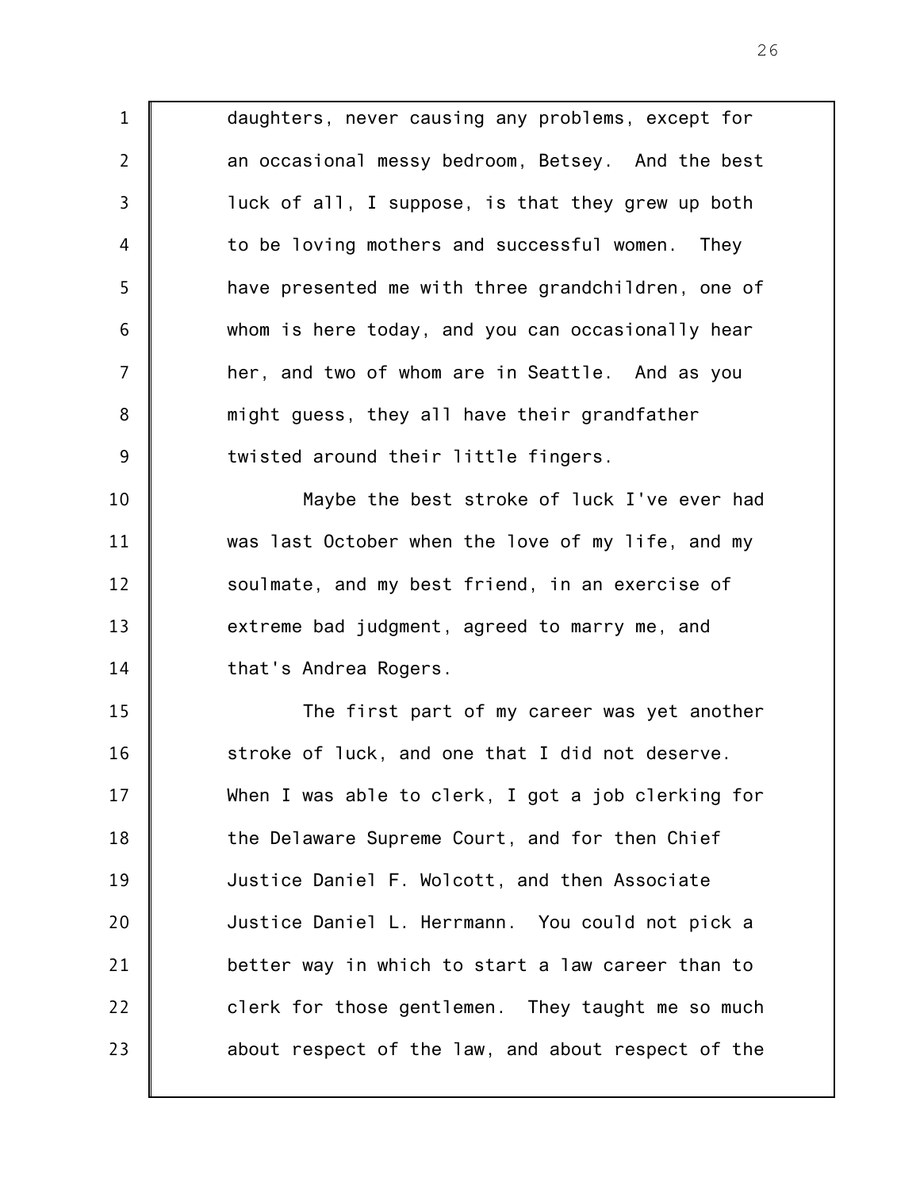daughters, never causing any problems, except for an occasional messy bedroom, Betsey. And the best luck of all, I suppose, is that they grew up both to be loving mothers and successful women. They have presented me with three grandchildren, one of whom is here today, and you can occasionally hear her, and two of whom are in Seattle. And as you might guess, they all have their grandfather twisted around their little fingers.

Maybe the best stroke of luck I've ever had was last October when the love of my life, and my soulmate, and my best friend, in an exercise of extreme bad judgment, agreed to marry me, and that's Andrea Rogers.

The first part of my career was yet another stroke of luck, and one that I did not deserve. When I was able to clerk, I got a job clerking for the Delaware Supreme Court, and for then Chief Justice Daniel F. Wolcott, and then Associate Justice Daniel L. Herrmann. You could not pick a better way in which to start a law career than to clerk for those gentlemen. They taught me so much about respect of the law, and about respect of the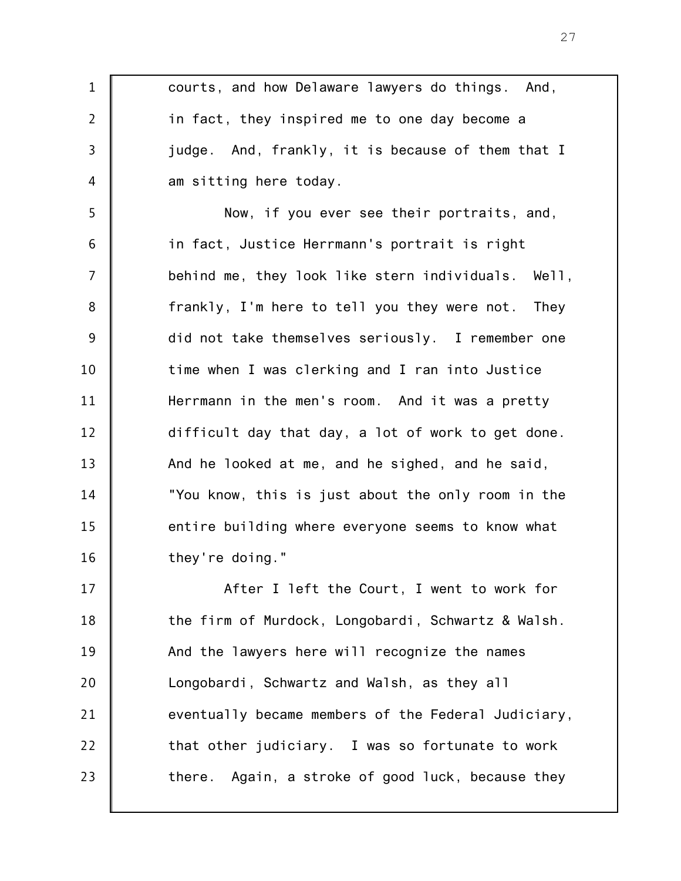courts, and how Delaware lawyers do things. And, in fact, they inspired me to one day become a judge. And, frankly, it is because of them that I am sitting here today.

Now, if you ever see their portraits, and, in fact, Justice Herrmann's portrait is right behind me, they look like stern individuals. Well, frankly, I'm here to tell you they were not. They did not take themselves seriously. I remember one time when I was clerking and I ran into Justice Herrmann in the men's room. And it was a pretty difficult day that day, a lot of work to get done. And he looked at me, and he sighed, and he said, "You know, this is just about the only room in the entire building where everyone seems to know what they're doing."

After I left the Court, I went to work for the firm of Murdock, Longobardi, Schwartz & Walsh. And the lawyers here will recognize the names Longobardi, Schwartz and Walsh, as they all eventually became members of the Federal Judiciary, that other judiciary. I was so fortunate to work there. Again, a stroke of good luck, because they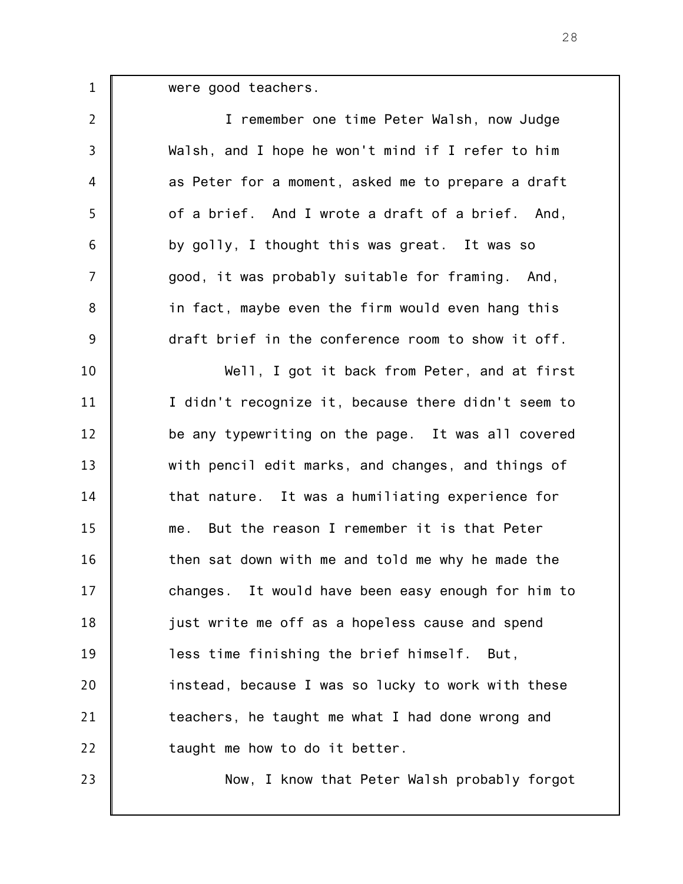were good teachers.

I remember one time Peter Walsh, now Judge Walsh, and I hope he won't mind if I refer to him as Peter for a moment, asked me to prepare a draft of a brief. And I wrote a draft of a brief. And, by golly, I thought this was great. It was so good, it was probably suitable for framing. And, in fact, maybe even the firm would even hang this draft brief in the conference room to show it off.

Well, I got it back from Peter, and at first I didn't recognize it, because there didn't seem to be any typewriting on the page. It was all covered with pencil edit marks, and changes, and things of that nature. It was a humiliating experience for me. But the reason I remember it is that Peter then sat down with me and told me why he made the changes. It would have been easy enough for him to just write me off as a hopeless cause and spend less time finishing the brief himself. But, instead, because I was so lucky to work with these teachers, he taught me what I had done wrong and taught me how to do it better.

Now, I know that Peter Walsh probably forgot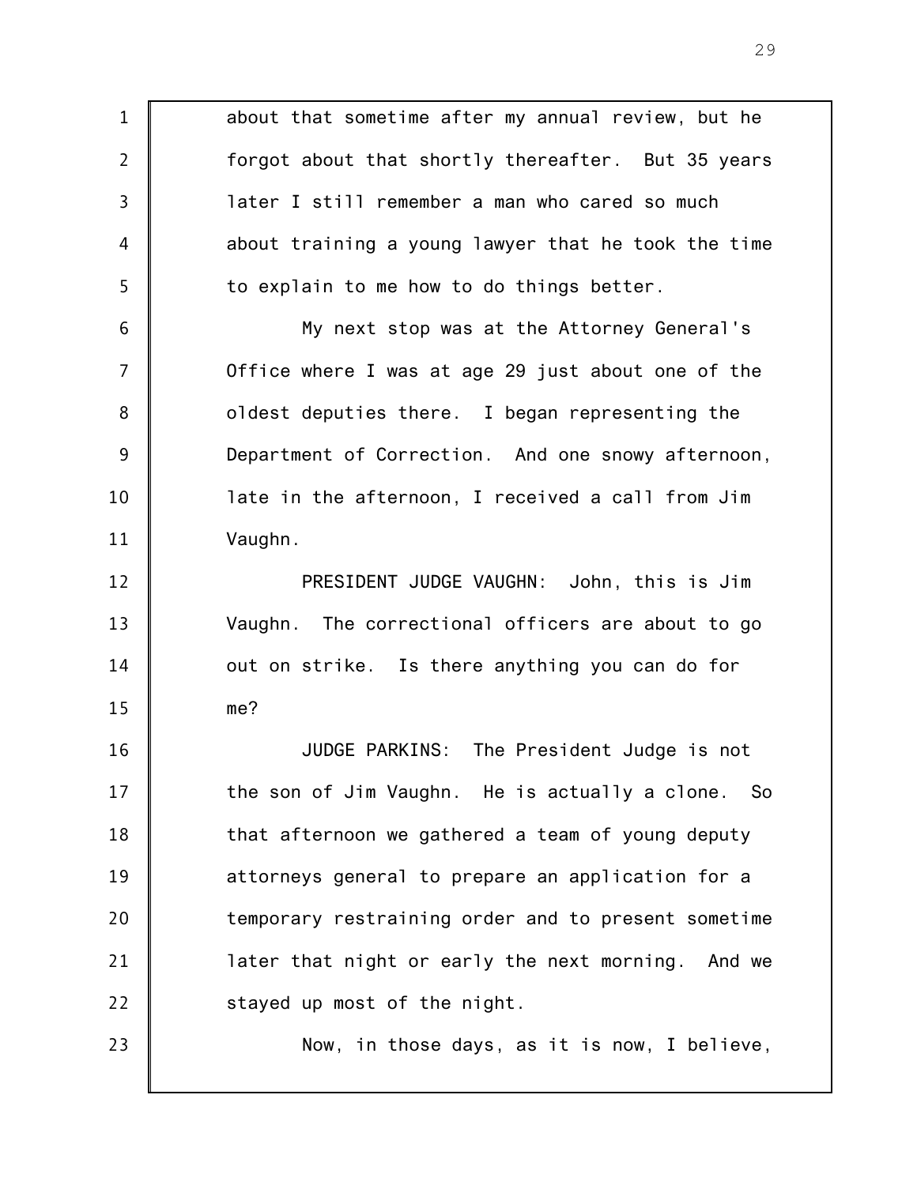about that sometime after my annual review, but he forgot about that shortly thereafter. But 35 years later I still remember a man who cared so much about training a young lawyer that he took the time to explain to me how to do things better.

My next stop was at the Attorney General's Office where I was at age 29 just about one of the oldest deputies there. I began representing the Department of Correction. And one snowy afternoon, late in the afternoon, I received a call from Jim Vaughn.

PRESIDENT JUDGE VAUGHN: John, this is Jim Vaughn. The correctional officers are about to go out on strike. Is there anything you can do for me?

JUDGE PARKINS: The President Judge is not the son of Jim Vaughn. He is actually a clone. So that afternoon we gathered a team of young deputy attorneys general to prepare an application for a temporary restraining order and to present sometime later that night or early the next morning. And we stayed up most of the night.

Now, in those days, as it is now, I believe,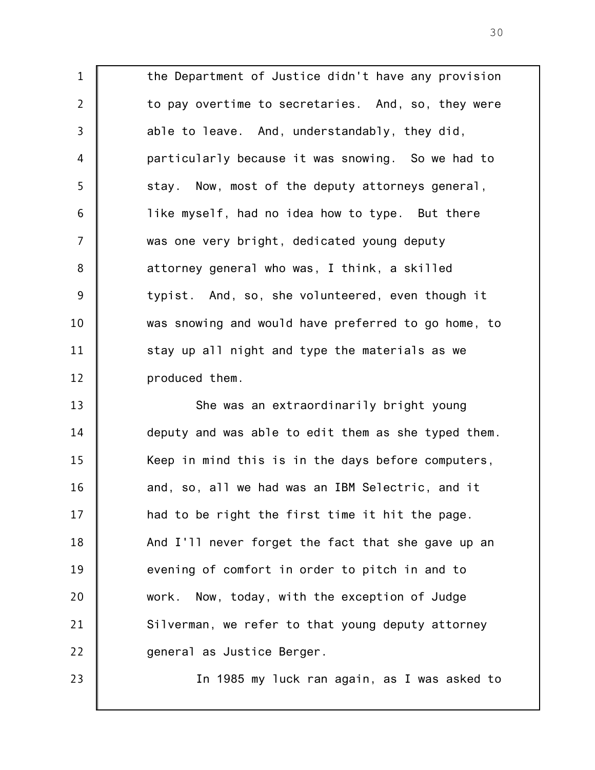the Department of Justice didn't have any provision to pay overtime to secretaries. And, so, they were able to leave. And, understandably, they did, particularly because it was snowing. So we had to stay. Now, most of the deputy attorneys general, like myself, had no idea how to type. But there was one very bright, dedicated young deputy attorney general who was, I think, a skilled typist. And, so, she volunteered, even though it was snowing and would have preferred to go home, to stay up all night and type the materials as we produced them.

She was an extraordinarily bright young deputy and was able to edit them as she typed them. Keep in mind this is in the days before computers, and, so, all we had was an IBM Selectric, and it had to be right the first time it hit the page. And I'll never forget the fact that she gave up an evening of comfort in order to pitch in and to work. Now, today, with the exception of Judge Silverman, we refer to that young deputy attorney general as Justice Berger.

In 1985 my luck ran again, as I was asked to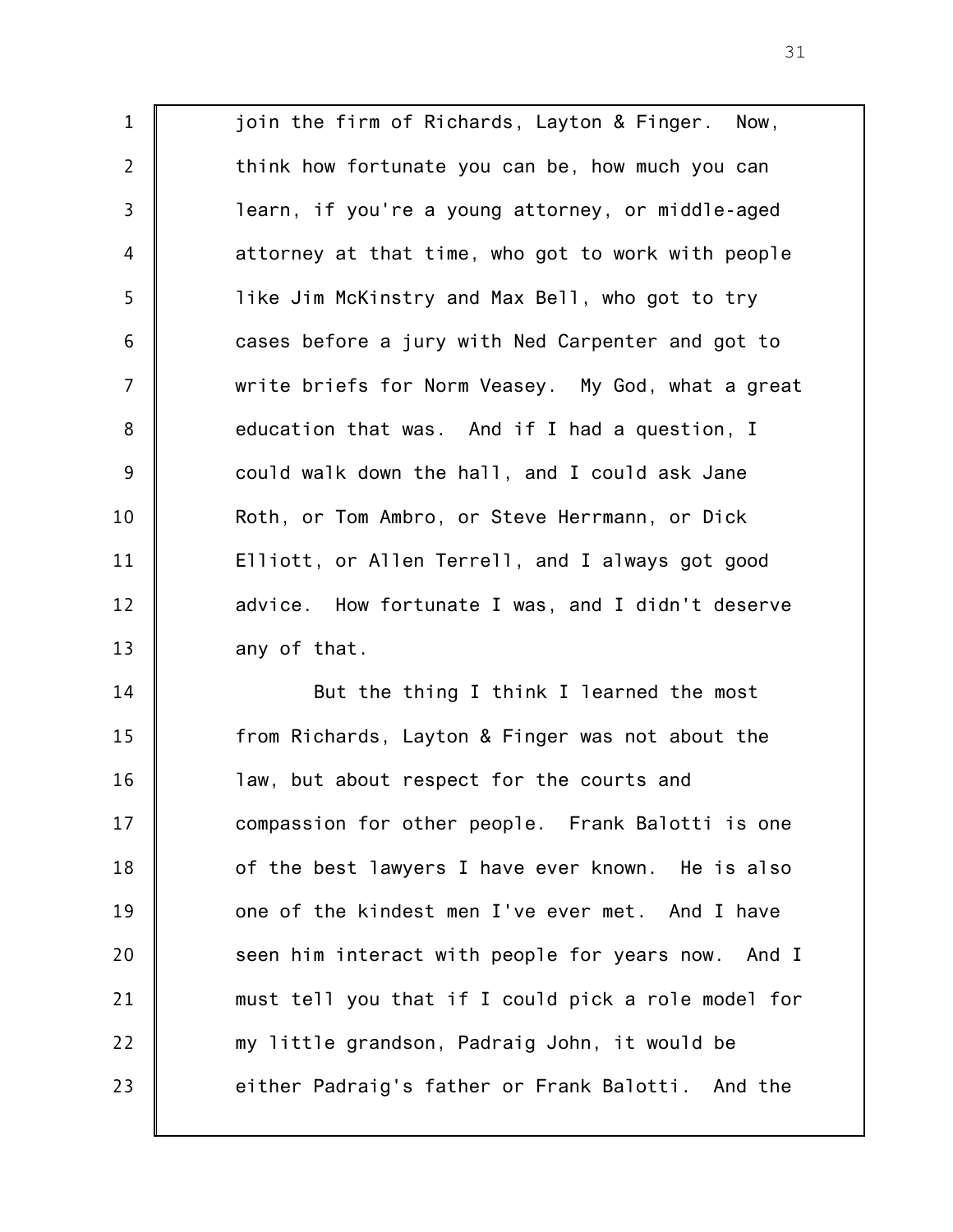join the firm of Richards, Layton & Finger. Now, think how fortunate you can be, how much you can learn, if you're a young attorney, or middle-aged attorney at that time, who got to work with people like Jim McKinstry and Max Bell, who got to try cases before a jury with Ned Carpenter and got to write briefs for Norm Veasey. My God, what a great education that was. And if I had a question, I could walk down the hall, and I could ask Jane Roth, or Tom Ambro, or Steve Herrmann, or Dick Elliott, or Allen Terrell, and I always got good advice. How fortunate I was, and I didn't deserve any of that.

But the thing I think I learned the most from Richards, Layton & Finger was not about the law, but about respect for the courts and compassion for other people. Frank Balotti is one of the best lawyers I have ever known. He is also one of the kindest men I've ever met. And I have seen him interact with people for years now. And I must tell you that if I could pick a role model for my little grandson, Padraig John, it would be either Padraig's father or Frank Balotti. And the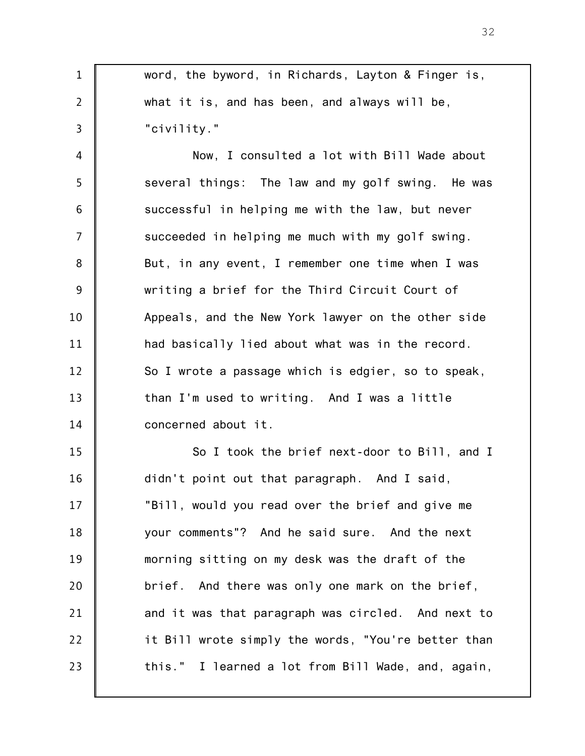word, the byword, in Richards, Layton & Finger is, what it is, and has been, and always will be, "civility."

Now, I consulted a lot with Bill Wade about several things: The law and my golf swing. He was successful in helping me with the law, but never succeeded in helping me much with my golf swing. But, in any event, I remember one time when I was writing a brief for the Third Circuit Court of Appeals, and the New York lawyer on the other side had basically lied about what was in the record. So I wrote a passage which is edgier, so to speak, than I'm used to writing. And I was a little concerned about it.

So I took the brief next-door to Bill, and I didn't point out that paragraph. And I said, "Bill, would you read over the brief and give me your comments"? And he said sure. And the next morning sitting on my desk was the draft of the brief. And there was only one mark on the brief, and it was that paragraph was circled. And next to it Bill wrote simply the words, "You're better than this." I learned a lot from Bill Wade, and, again,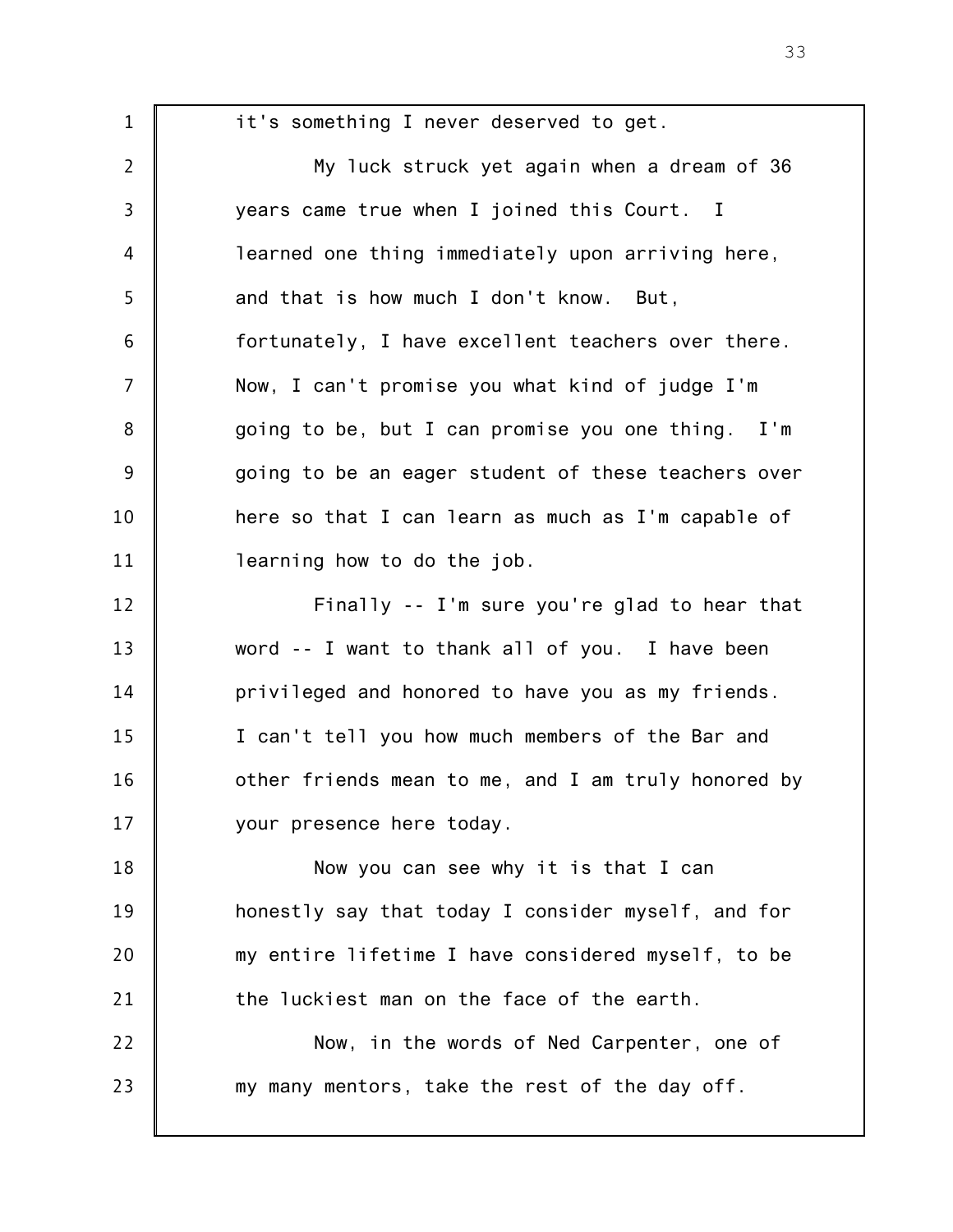it's something I never deserved to get.

My luck struck yet again when a dream of 36 years came true when I joined this Court. I learned one thing immediately upon arriving here, and that is how much I don't know. But, fortunately, I have excellent teachers over there. Now, I can't promise you what kind of judge I'm going to be, but I can promise you one thing. I'm going to be an eager student of these teachers over here so that I can learn as much as I'm capable of learning how to do the job.

Finally -- I'm sure you're glad to hear that word -- I want to thank all of you. I have been privileged and honored to have you as my friends. I can't tell you how much members of the Bar and other friends mean to me, and I am truly honored by your presence here today.

Now you can see why it is that I can honestly say that today I consider myself, and for my entire lifetime I have considered myself, to be the luckiest man on the face of the earth.

Now, in the words of Ned Carpenter, one of my many mentors, take the rest of the day off.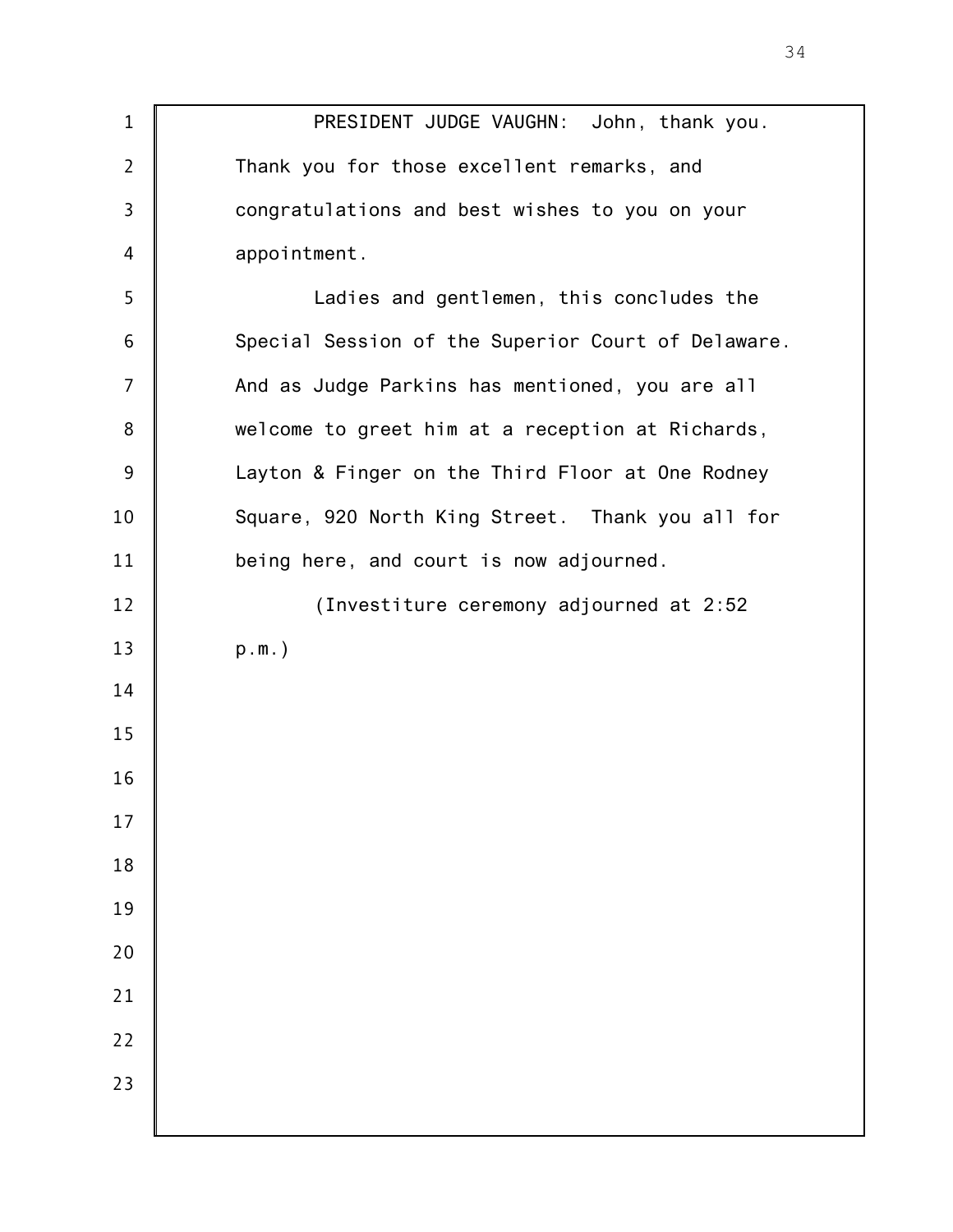PRESIDENT JUDGE VAUGHN: John, thank you. Thank you for those excellent remarks, and congratulations and best wishes to you on your appointment.

Ladies and gentlemen, this concludes the Special Session of the Superior Court of Delaware. And as Judge Parkins has mentioned, you are all welcome to greet him at a reception at Richards, Layton & Finger on the Third Floor at One Rodney Square, 920 North King Street. Thank you all for being here, and court is now adjourned.

(Investiture ceremony adjourned at 2:52 p.m.)